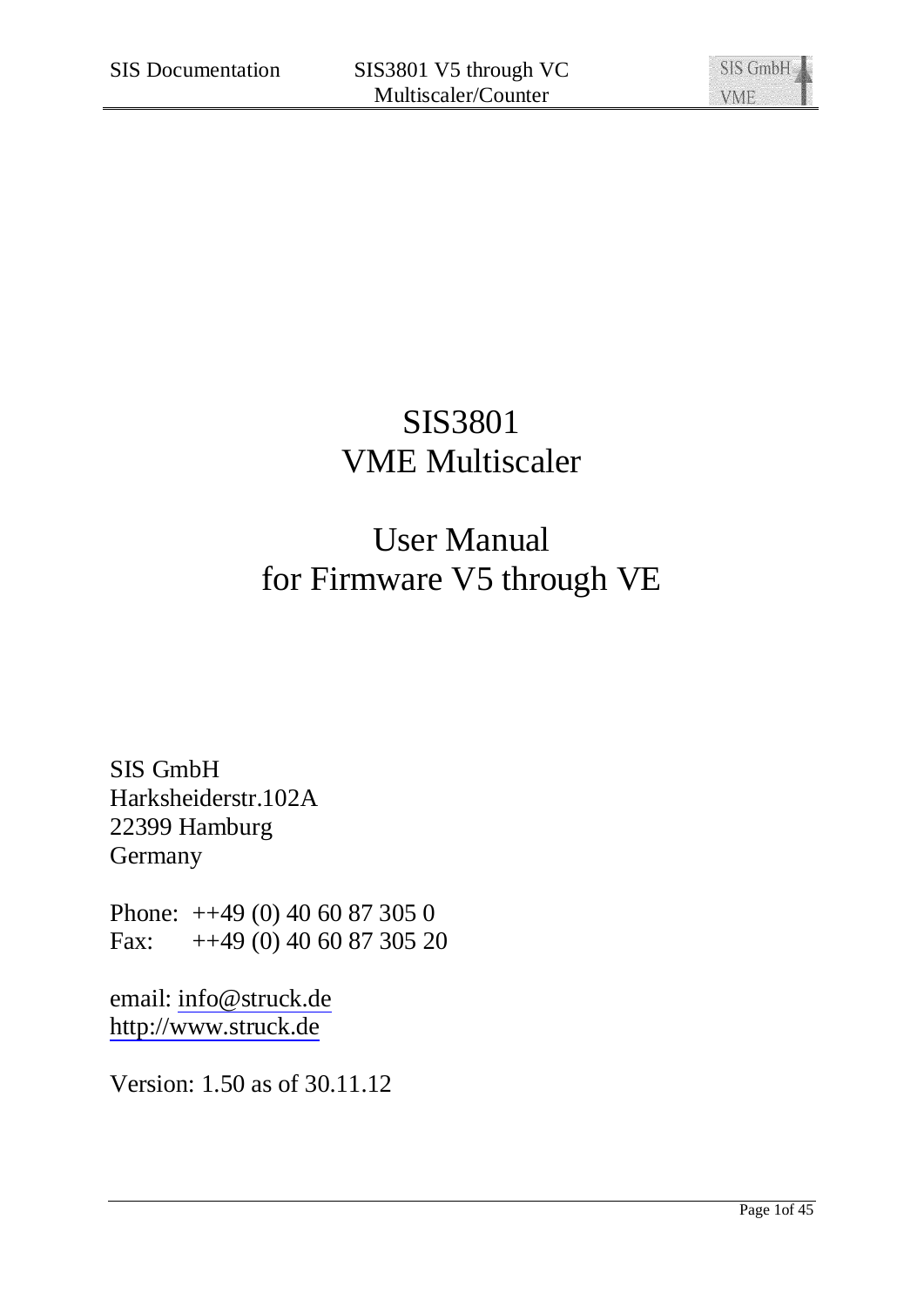# SIS3801
# VME Multiscaler

## User Manual
## for Firmware V5 through VE

SIS GmbH
Harksheiderstr.102A
22399 Hamburg
Germany

Phone: ++49 (0) 40 60 87 305 0
Fax: ++49 (0) 40 60 87 305 20

email: info@struck.de
http://www.struck.de

Version: 1.50 as of 30.11.12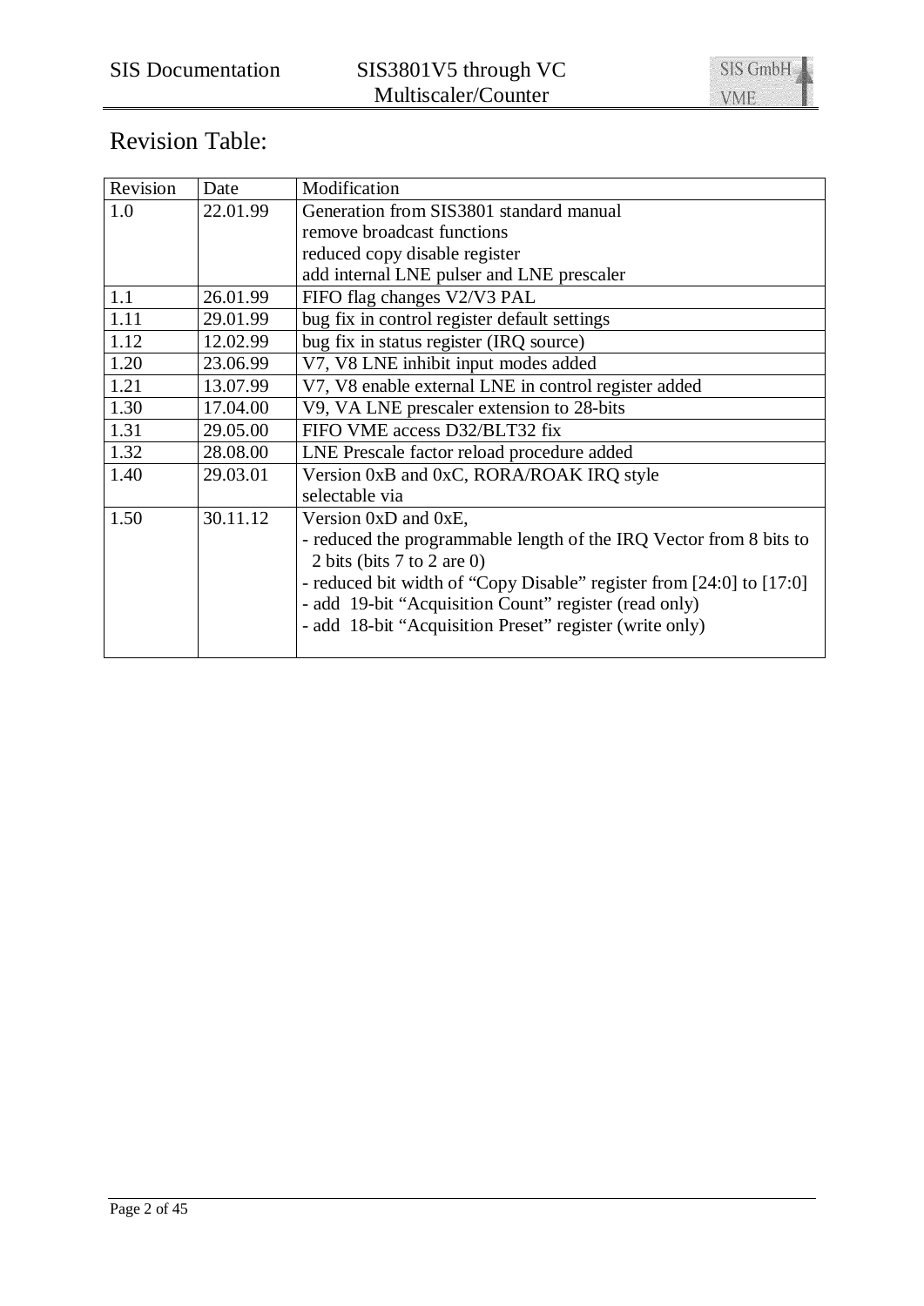# Revision Table:

| Revision | Date | Modification |
|---|---|---|
| 1.0 | 22.01.99 | Generation from SIS3801 standard manual<br>remove broadcast functions<br>reduced copy disable register<br>add internal LNE pulser and LNE prescaler |
| 1.1 | 26.01.99 | FIFO flag changes V2/V3 PAL |
| 1.11 | 29.01.99 | bug fix in control register default settings |
| 1.12 | 12.02.99 | bug fix in status register (IRQ source) |
| 1.20 | 23.06.99 | V7, V8 LNE inhibit input modes added |
| 1.21 | 13.07.99 | V7, V8 enable external LNE in control register added |
| 1.30 | 17.04.00 | V9, VA LNE prescaler extension to 28-bits |
| 1.31 | 29.05.00 | FIFO VME access D32/BLT32 fix |
| 1.32 | 28.08.00 | LNE Prescale factor reload procedure added |
| 1.40 | 29.03.01 | Version 0xB and 0xC, RORA/ROAK IRQ style selectable via |
| 1.50 | 30.11.12 | Version 0xD and 0xE,<br>- reduced the programmable length of the IRQ Vector from 8 bits to 2 bits (bits 7 to 2 are 0)<br>- reduced bit width of “Copy Disable” register from [24:0] to [17:0]<br>- add 19-bit “Acquisition Count” register (read only)<br>- add 18-bit “Acquisition Preset” register (write only) |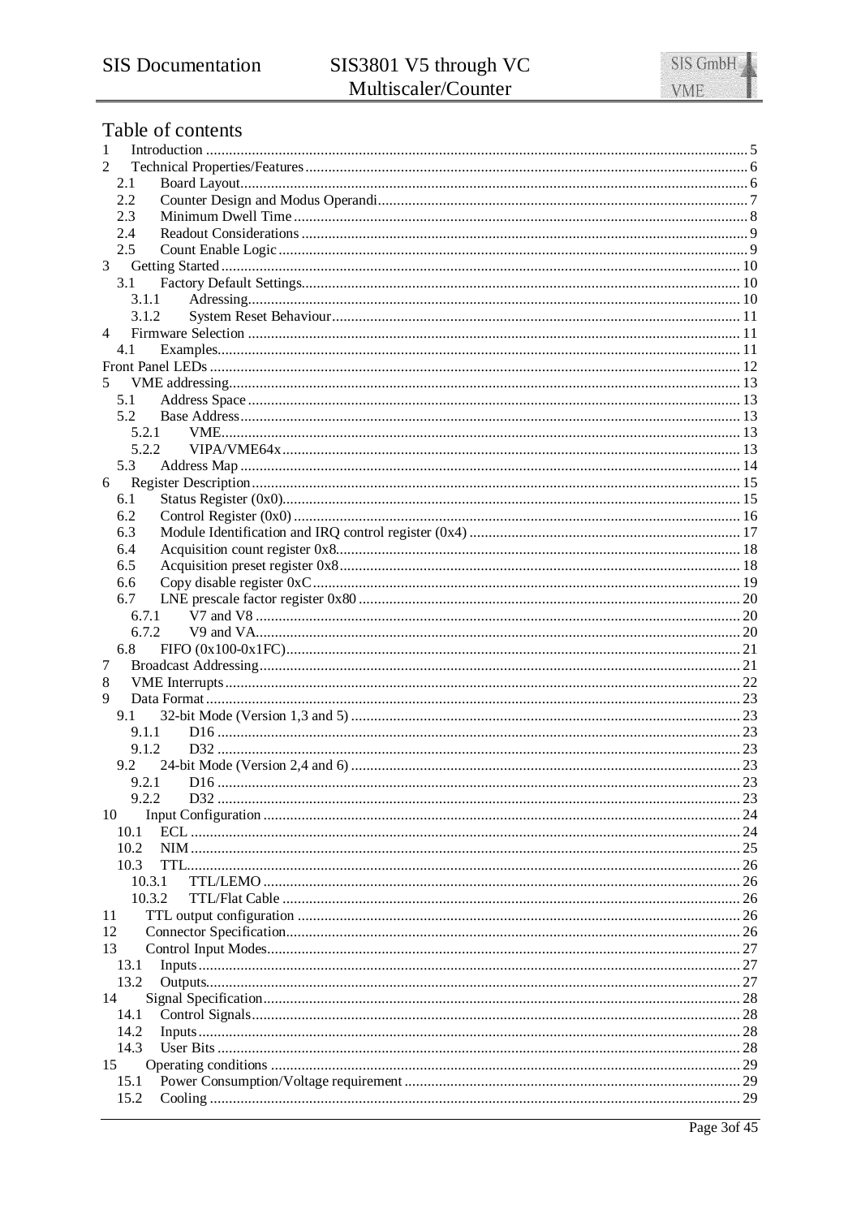# Table of contents

1 Introduction ........ 5
2 Technical Properties/Features ........ 6
  2.1 Board Layout ........ 6
  2.2 Counter Design and Modus Operandi ........ 7
  2.3 Minimum Dwell Time ........ 8
  2.4 Readout Considerations ........ 9
  2.5 Count Enable Logic ........ 9
3 Getting Started ........ 10
  3.1 Factory Default Settings ........ 10
    3.1.1 Adressing ........ 10
    3.1.2 System Reset Behaviour ........ 11
4 Firmware Selection ........ 11
  4.1 Examples ........ 11
Front Panel LEDs ........ 12
5 VME addressing ........ 13
  5.1 Address Space ........ 13
  5.2 Base Address ........ 13
    5.2.1 VME ........ 13
    5.2.2 VIPA/VME64x ........ 13
  5.3 Address Map ........ 14
6 Register Description ........ 15
  6.1 Status Register (0x0) ........ 15
  6.2 Control Register (0x0) ........ 16
  6.3 Module Identification and IRQ control register (0x4) ........ 17
  6.4 Acquisition count register 0x8 ........ 18
  6.5 Acquisition preset register 0x8 ........ 18
  6.6 Copy disable register 0xC ........ 19
  6.7 LNE prescale factor register 0x80 ........ 20
    6.7.1 V7 and V8 ........ 20
    6.7.2 V9 and VA ........ 20
  6.8 FIFO (0x100-0x1FC) ........ 21
7 Broadcast Addressing ........ 21
8 VME Interrupts ........ 22
9 Data Format ........ 23
  9.1 32-bit Mode (Version 1,3 and 5) ........ 23
    9.1.1 D16 ........ 23
    9.1.2 D32 ........ 23
  9.2 24-bit Mode (Version 2,4 and 6) ........ 23
    9.2.1 D16 ........ 23
    9.2.2 D32 ........ 23
10 Input Configuration ........ 24
  10.1 ECL ........ 24
  10.2 NIM ........ 25
  10.3 TTL ........ 26
    10.3.1 TTL/LEMO ........ 26
    10.3.2 TTL/Flat Cable ........ 26
11 TTL output configuration ........ 26
12 Connector Specification ........ 26
13 Control Input Modes ........ 27
  13.1 Inputs ........ 27
  13.2 Outputs ........ 27
14 Signal Specification ........ 28
  14.1 Control Signals ........ 28
  14.2 Inputs ........ 28
  14.3 User Bits ........ 28
15 Operating conditions ........ 29
  15.1 Power Consumption/Voltage requirement ........ 29
  15.2 Cooling ........ 29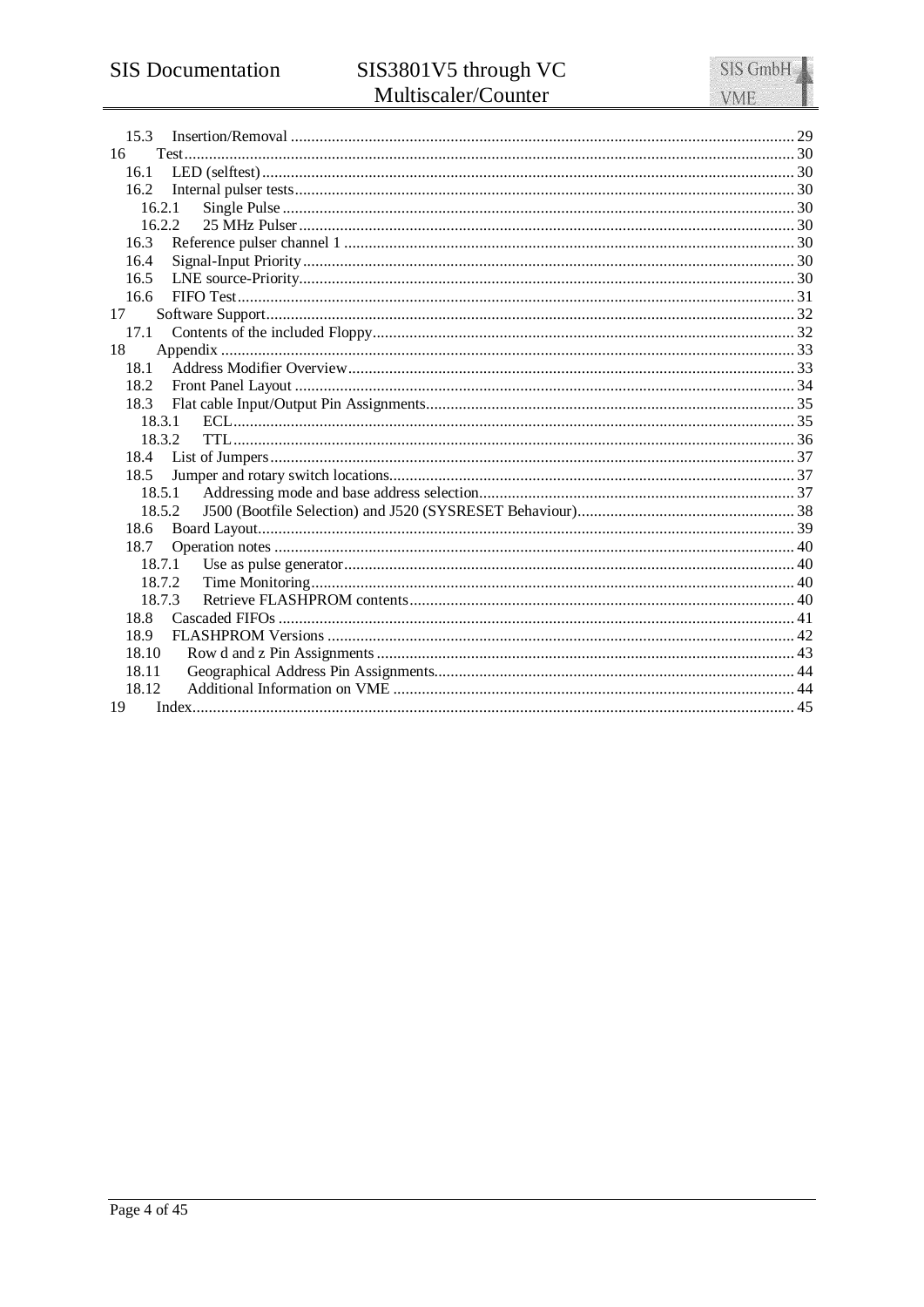15.3 Insertion/Removal ... 29
16 Test ... 30
16.1 LED (selftest) ... 30
16.2 Internal pulser tests ... 30
16.2.1 Single Pulse ... 30
16.2.2 25 MHz Pulser ... 30
16.3 Reference pulser channel 1 ... 30
16.4 Signal-Input Priority ... 30
16.5 LNE source-Priority ... 30
16.6 FIFO Test ... 31
17 Software Support ... 32
17.1 Contents of the included Floppy ... 32
18 Appendix ... 33
18.1 Address Modifier Overview ... 33
18.2 Front Panel Layout ... 34
18.3 Flat cable Input/Output Pin Assignments ... 35
18.3.1 ECL ... 35
18.3.2 TTL ... 36
18.4 List of Jumpers ... 37
18.5 Jumper and rotary switch locations ... 37
18.5.1 Addressing mode and base address selection ... 37
18.5.2 J500 (Bootfile Selection) and J520 (SYSRESET Behaviour) ... 38
18.6 Board Layout ... 39
18.7 Operation notes ... 40
18.7.1 Use as pulse generator ... 40
18.7.2 Time Monitoring ... 40
18.7.3 Retrieve FLASHPROM contents ... 40
18.8 Cascaded FIFOs ... 41
18.9 FLASHPROM Versions ... 42
18.10 Row d and z Pin Assignments ... 43
18.11 Geographical Address Pin Assignments ... 44
18.12 Additional Information on VME ... 44
19 Index ... 45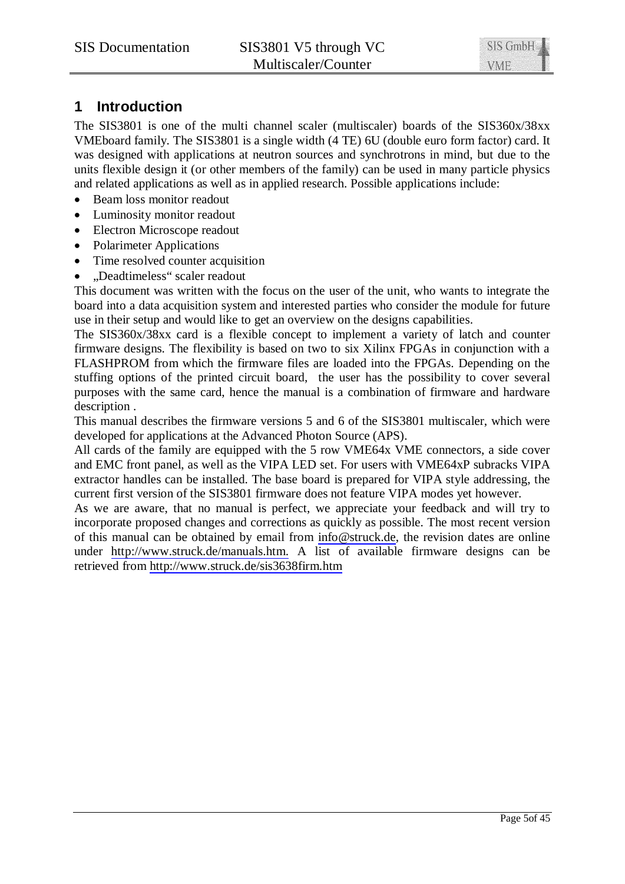# 1 Introduction

The SIS3801 is one of the multi channel scaler (multiscaler) boards of the SIS360x/38xx VMEboard family. The SIS3801 is a single width (4 TE) 6U (double euro form factor) card. It was designed with applications at neutron sources and synchrotrons in mind, but due to the units flexible design it (or other members of the family) can be used in many particle physics and related applications as well as in applied research. Possible applications include:

- Beam loss monitor readout
- Luminosity monitor readout
- Electron Microscope readout
- Polarimeter Applications
- Time resolved counter acquisition
- „Deadtimeless“ scaler readout

This document was written with the focus on the user of the unit, who wants to integrate the board into a data acquisition system and interested parties who consider the module for future use in their setup and would like to get an overview on the designs capabilities.

The SIS360x/38xx card is a flexible concept to implement a variety of latch and counter firmware designs. The flexibility is based on two to six Xilinx FPGAs in conjunction with a FLASHPROM from which the firmware files are loaded into the FPGAs. Depending on the stuffing options of the printed circuit board, the user has the possibility to cover several purposes with the same card, hence the manual is a combination of firmware and hardware description .

This manual describes the firmware versions 5 and 6 of the SIS3801 multiscaler, which were developed for applications at the Advanced Photon Source (APS).

All cards of the family are equipped with the 5 row VME64x VME connectors, a side cover and EMC front panel, as well as the VIPA LED set. For users with VME64xP subracks VIPA extractor handles can be installed. The base board is prepared for VIPA style addressing, the current first version of the SIS3801 firmware does not feature VIPA modes yet however.

As we are aware, that no manual is perfect, we appreciate your feedback and will try to incorporate proposed changes and corrections as quickly as possible. The most recent version of this manual can be obtained by email from info@struck.de, the revision dates are online under http://www.struck.de/manuals.htm. A list of available firmware designs can be retrieved from http://www.struck.de/sis3638firm.htm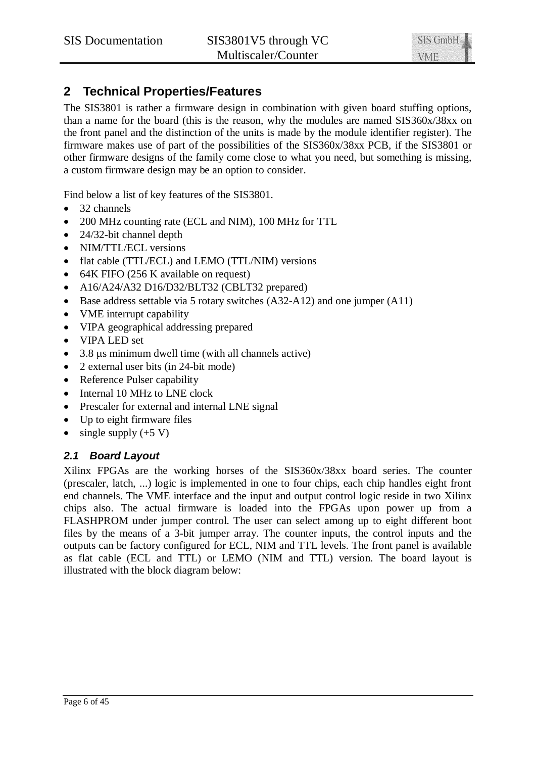## 2 Technical Properties/Features

The SIS3801 is rather a firmware design in combination with given board stuffing options, than a name for the board (this is the reason, why the modules are named SIS360x/38xx on the front panel and the distinction of the units is made by the module identifier register). The firmware makes use of part of the possibilities of the SIS360x/38xx PCB, if the SIS3801 or other firmware designs of the family come close to what you need, but something is missing, a custom firmware design may be an option to consider.

Find below a list of key features of the SIS3801.

- 32 channels
- 200 MHz counting rate (ECL and NIM), 100 MHz for TTL
- 24/32-bit channel depth
- NIM/TTL/ECL versions
- flat cable (TTL/ECL) and LEMO (TTL/NIM) versions
- 64K FIFO (256 K available on request)
- A16/A24/A32 D16/D32/BLT32 (CBLT32 prepared)
- Base address settable via 5 rotary switches (A32-A12) and one jumper (A11)
- VME interrupt capability
- VIPA geographical addressing prepared
- VIPA LED set
- 3.8 µs minimum dwell time (with all channels active)
- 2 external user bits (in 24-bit mode)
- Reference Pulser capability
- Internal 10 MHz to LNE clock
- Prescaler for external and internal LNE signal
- Up to eight firmware files
- single supply (+5 V)

### *2.1 Board Layout*

Xilinx FPGAs are the working horses of the SIS360x/38xx board series. The counter (prescaler, latch, ...) logic is implemented in one to four chips, each chip handles eight front end channels. The VME interface and the input and output control logic reside in two Xilinx chips also. The actual firmware is loaded into the FPGAs upon power up from a FLASHPROM under jumper control. The user can select among up to eight different boot files by the means of a 3-bit jumper array. The counter inputs, the control inputs and the outputs can be factory configured for ECL, NIM and TTL levels. The front panel is available as flat cable (ECL and TTL) or LEMO (NIM and TTL) version. The board layout is illustrated with the block diagram below: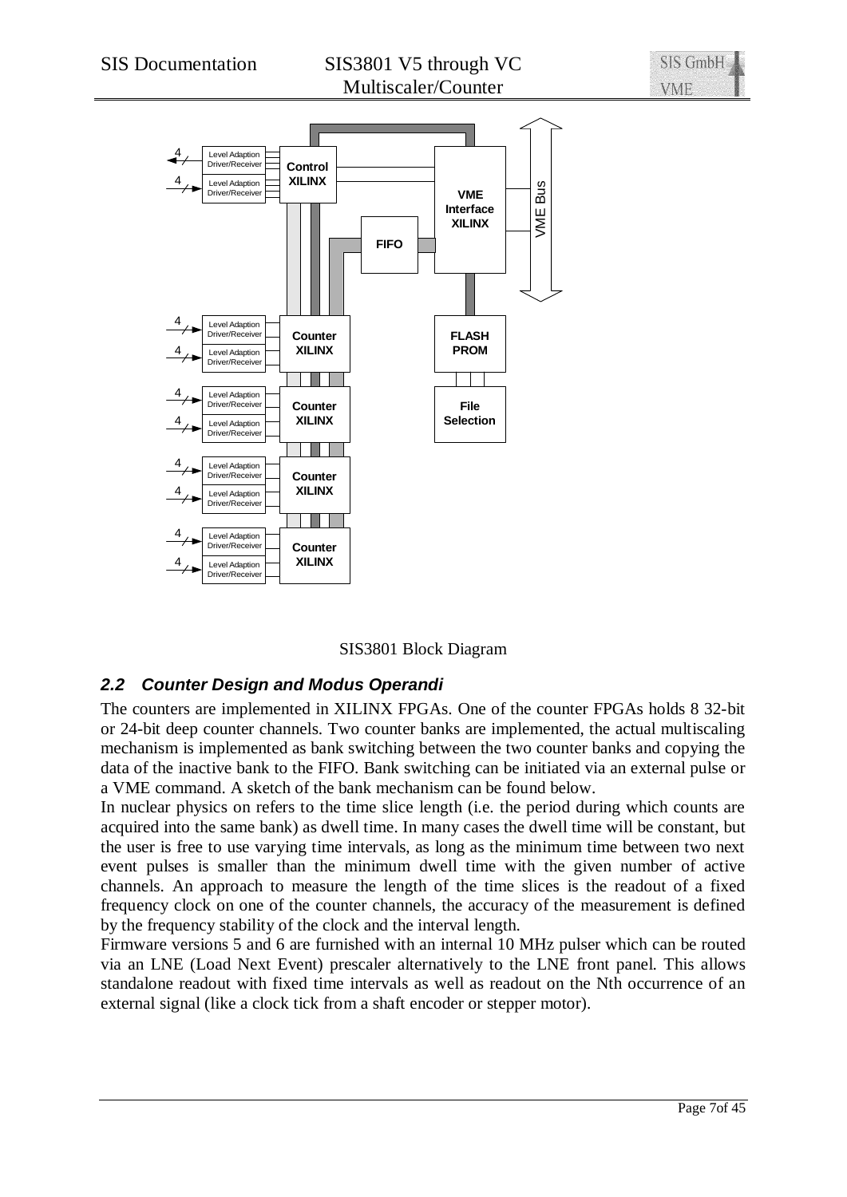SIS3801 Block Diagram

## 2.2 Counter Design and Modus Operandi

The counters are implemented in XILINX FPGAs. One of the counter FPGAs holds 8 32-bit or 24-bit deep counter channels. Two counter banks are implemented, the actual multiscaling mechanism is implemented as bank switching between the two counter banks and copying the data of the inactive bank to the FIFO. Bank switching can be initiated via an external pulse or a VME command. A sketch of the bank mechanism can be found below.

In nuclear physics on refers to the time slice length (i.e. the period during which counts are acquired into the same bank) as dwell time. In many cases the dwell time will be constant, but the user is free to use varying time intervals, as long as the minimum time between two next event pulses is smaller than the minimum dwell time with the given number of active channels. An approach to measure the length of the time slices is the readout of a fixed frequency clock on one of the counter channels, the accuracy of the measurement is defined by the frequency stability of the clock and the interval length.

Firmware versions 5 and 6 are furnished with an internal 10 MHz pulser which can be routed via an LNE (Load Next Event) prescaler alternatively to the LNE front panel. This allows standalone readout with fixed time intervals as well as readout on the Nth occurrence of an external signal (like a clock tick from a shaft encoder or stepper motor).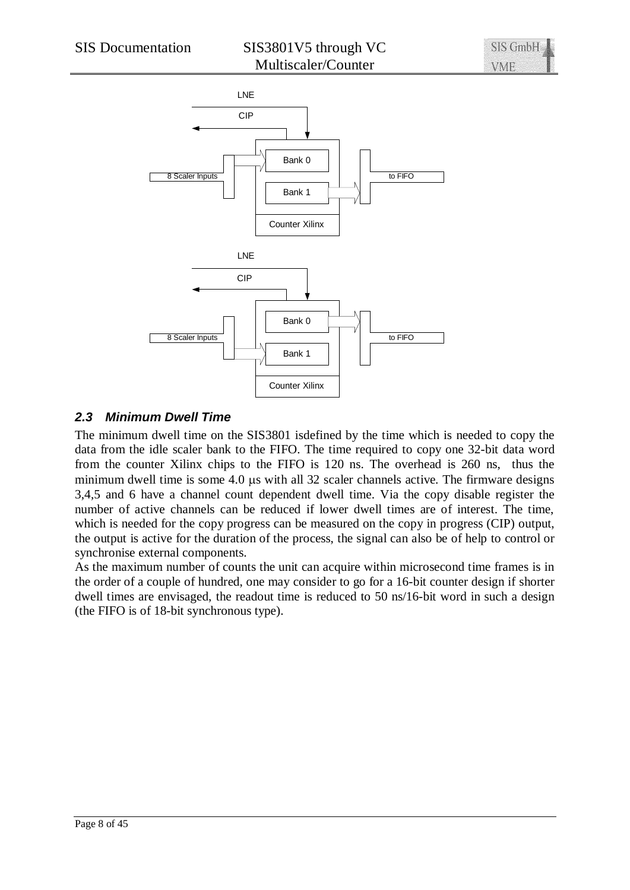LNE

CIP

Bank 0

8 Scaler Inputs

to FIFO

Bank 1

Counter Xilinx

LNE

CIP

Bank 0

8 Scaler Inputs

to FIFO

Bank 1

Counter Xilinx

### 2.3 Minimum Dwell Time

The minimum dwell time on the SIS3801 isdefined by the time which is needed to copy the data from the idle scaler bank to the FIFO. The time required to copy one 32-bit data word from the counter Xilinx chips to the FIFO is 120 ns. The overhead is 260 ns, thus the minimum dwell time is some 4.0 µs with all 32 scaler channels active. The firmware designs 3,4,5 and 6 have a channel count dependent dwell time. Via the copy disable register the number of active channels can be reduced if lower dwell times are of interest. The time, which is needed for the copy progress can be measured on the copy in progress (CIP) output, the output is active for the duration of the process, the signal can also be of help to control or synchronise external components.

As the maximum number of counts the unit can acquire within microsecond time frames is in the order of a couple of hundred, one may consider to go for a 16-bit counter design if shorter dwell times are envisaged, the readout time is reduced to 50 ns/16-bit word in such a design (the FIFO is of 18-bit synchronous type).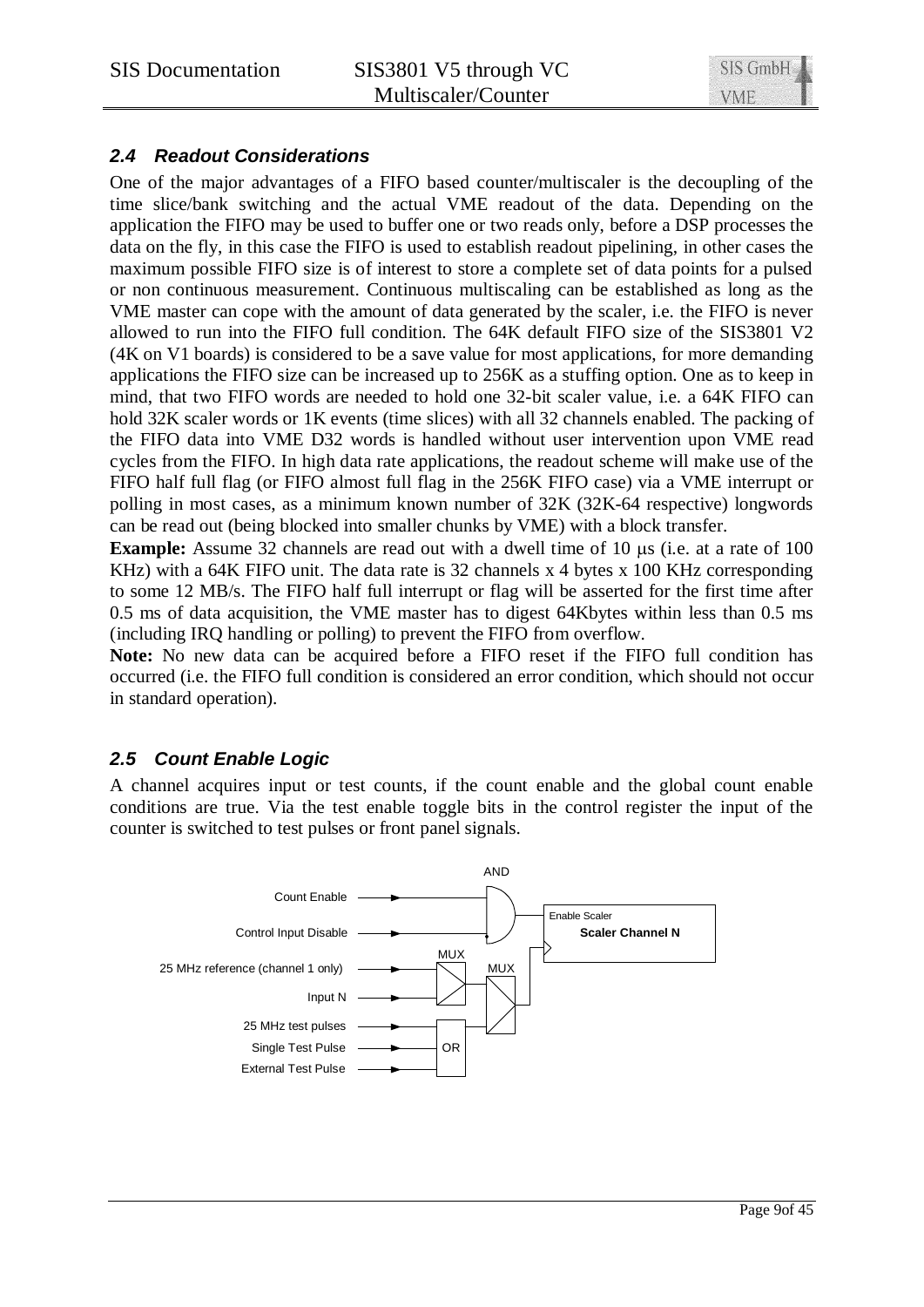## 2.4 Readout Considerations

One of the major advantages of a FIFO based counter/multiscaler is the decoupling of the time slice/bank switching and the actual VME readout of the data. Depending on the application the FIFO may be used to buffer one or two reads only, before a DSP processes the data on the fly, in this case the FIFO is used to establish readout pipelining, in other cases the maximum possible FIFO size is of interest to store a complete set of data points for a pulsed or non continuous measurement. Continuous multiscaling can be established as long as the VME master can cope with the amount of data generated by the scaler, i.e. the FIFO is never allowed to run into the FIFO full condition. The 64K default FIFO size of the SIS3801 V2 (4K on V1 boards) is considered to be a save value for most applications, for more demanding applications the FIFO size can be increased up to 256K as a stuffing option. One as to keep in mind, that two FIFO words are needed to hold one 32-bit scaler value, i.e. a 64K FIFO can hold 32K scaler words or 1K events (time slices) with all 32 channels enabled. The packing of the FIFO data into VME D32 words is handled without user intervention upon VME read cycles from the FIFO. In high data rate applications, the readout scheme will make use of the FIFO half full flag (or FIFO almost full flag in the 256K FIFO case) via a VME interrupt or polling in most cases, as a minimum known number of 32K (32K-64 respective) longwords can be read out (being blocked into smaller chunks by VME) with a block transfer.

**Example:** Assume 32 channels are read out with a dwell time of 10 μs (i.e. at a rate of 100 KHz) with a 64K FIFO unit. The data rate is 32 channels x 4 bytes x 100 KHz corresponding to some 12 MB/s. The FIFO half full interrupt or flag will be asserted for the first time after 0.5 ms of data acquisition, the VME master has to digest 64Kbytes within less than 0.5 ms (including IRQ handling or polling) to prevent the FIFO from overflow.

**Note:** No new data can be acquired before a FIFO reset if the FIFO full condition has occurred (i.e. the FIFO full condition is considered an error condition, which should not occur in standard operation).

## 2.5 Count Enable Logic

A channel acquires input or test counts, if the count enable and the global count enable conditions are true. Via the test enable toggle bits in the control register the input of the counter is switched to test pulses or front panel signals.

AND

Count Enable

Control Input Disable

Enable Scaler

Scaler Channel N

MUX

MUX

25 MHz reference (channel 1 only)

Input N

25 MHz test pulses

Single Test Pulse

External Test Pulse

OR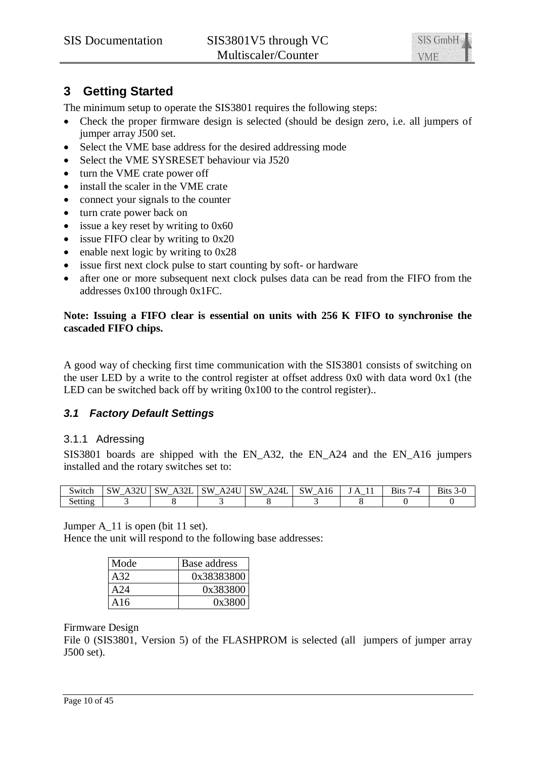# 3 Getting Started

The minimum setup to operate the SIS3801 requires the following steps:

- Check the proper firmware design is selected (should be design zero, i.e. all jumpers of jumper array J500 set.
- Select the VME base address for the desired addressing mode
- Select the VME SYSRESET behaviour via J520
- turn the VME crate power off
- install the scaler in the VME crate
- connect your signals to the counter
- turn crate power back on
- issue a key reset by writing to 0x60
- issue FIFO clear by writing to 0x20
- enable next logic by writing to 0x28
- issue first next clock pulse to start counting by soft- or hardware
- after one or more subsequent next clock pulses data can be read from the FIFO from the addresses 0x100 through 0x1FC.

**Note: Issuing a FIFO clear is essential on units with 256 K FIFO to synchronise the cascaded FIFO chips.**

A good way of checking first time communication with the SIS3801 consists of switching on the user LED by a write to the control register at offset address 0x0 with data word 0x1 (the LED can be switched back off by writing 0x100 to the control register)..

## *3.1 Factory Default Settings*

### 3.1.1 Adressing

SIS3801 boards are shipped with the EN_A32, the EN_A24 and the EN_A16 jumpers installed and the rotary switches set to:

| Switch | SW_A32U | SW_A32L | SW_A24U | SW_A24L | SW_A16 | J A_11 | Bits 7-4 | Bits 3-0 |
|---|---|---|---|---|---|---|---|---|
| Setting | 3 | 8 | 3 | 8 | 3 | 8 | 0 | 0 |

Jumper A_11 is open (bit 11 set).
Hence the unit will respond to the following base addresses:

| Mode | Base address |
|---|---|
| A32 | 0x38383800 |
| A24 | 0x383800 |
| A16 | 0x3800 |

Firmware Design
File 0 (SIS3801, Version 5) of the FLASHPROM is selected (all jumpers of jumper array J500 set).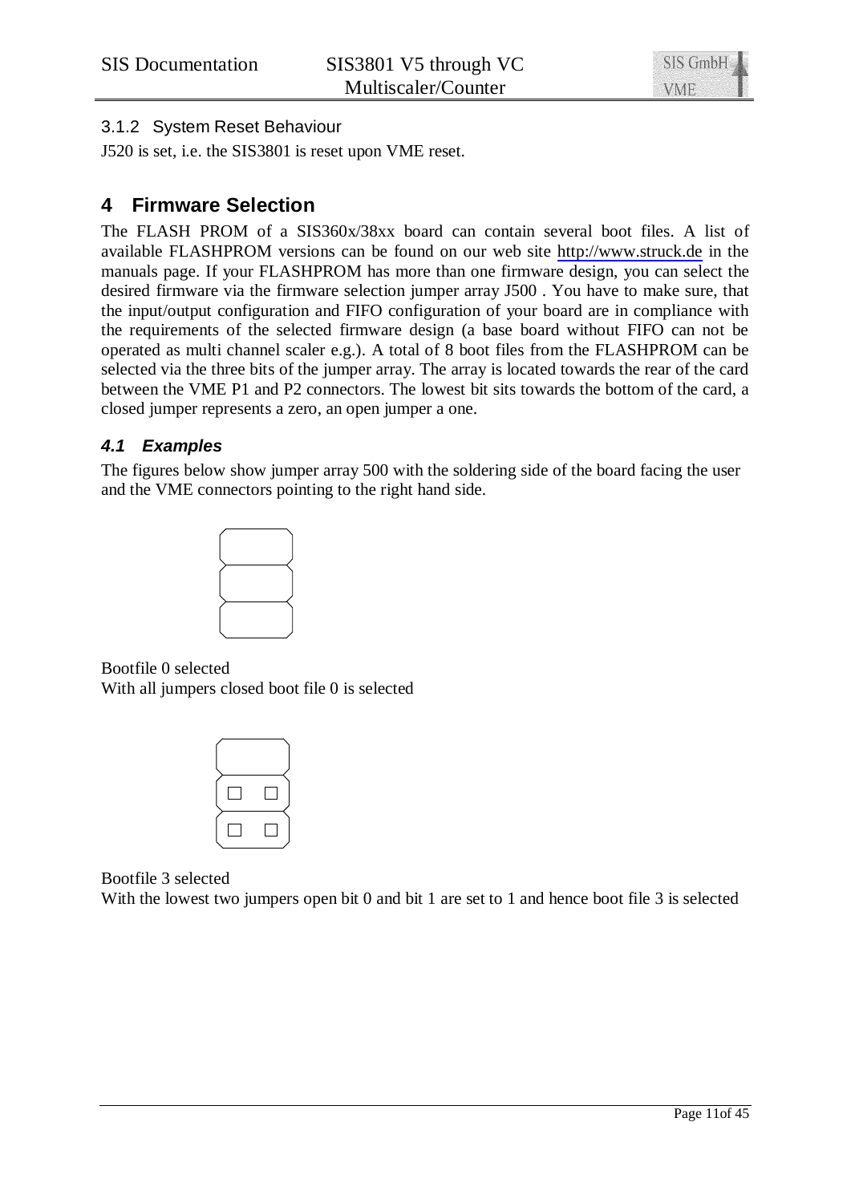### 3.1.2 System Reset Behaviour

J520 is set, i.e. the SIS3801 is reset upon VME reset.

# 4 Firmware Selection

The FLASH PROM of a SIS360x/38xx board can contain several boot files. A list of available FLASHPROM versions can be found on our web site http://www.struck.de in the manuals page. If your FLASHPROM has more than one firmware design, you can select the desired firmware via the firmware selection jumper array J500 . You have to make sure, that the input/output configuration and FIFO configuration of your board are in compliance with the requirements of the selected firmware design (a base board without FIFO can not be operated as multi channel scaler e.g.). A total of 8 boot files from the FLASHPROM can be selected via the three bits of the jumper array. The array is located towards the rear of the card between the VME P1 and P2 connectors. The lowest bit sits towards the bottom of the card, a closed jumper represents a zero, an open jumper a one.

## *4.1 Examples*

The figures below show jumper array 500 with the soldering side of the board facing the user and the VME connectors pointing to the right hand side.

Bootfile 0 selected
With all jumpers closed boot file 0 is selected

Bootfile 3 selected
With the lowest two jumpers open bit 0 and bit 1 are set to 1 and hence boot file 3 is selected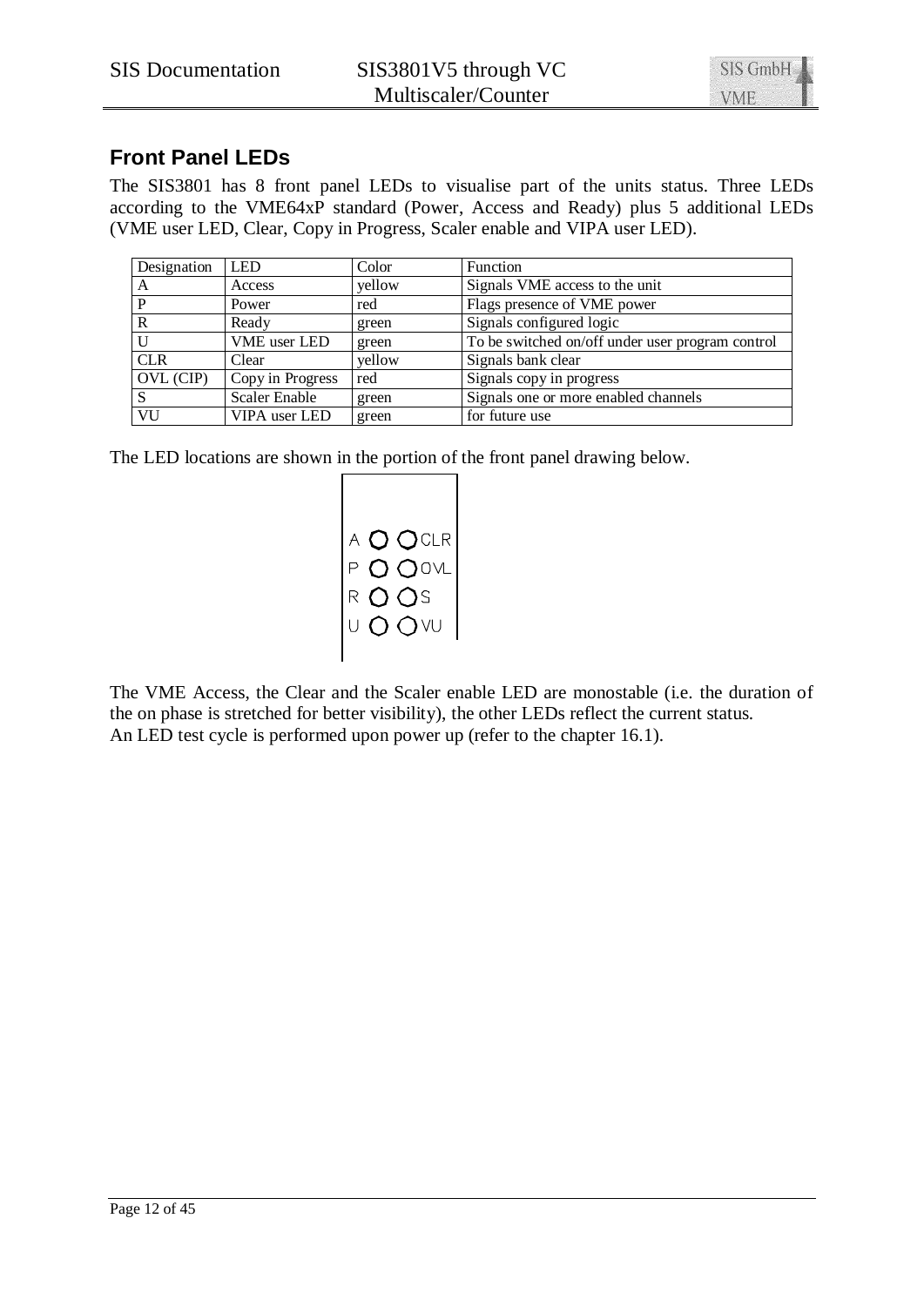## Front Panel LEDs

The SIS3801 has 8 front panel LEDs to visualise part of the units status. Three LEDs according to the VME64xP standard (Power, Access and Ready) plus 5 additional LEDs (VME user LED, Clear, Copy in Progress, Scaler enable and VIPA user LED).

| Designation | LED | Color | Function |
|---|---|---|---|
| A | Access | yellow | Signals VME access to the unit |
| P | Power | red | Flags presence of VME power |
| R | Ready | green | Signals configured logic |
| U | VME user LED | green | To be switched on/off under user program control |
| CLR | Clear | yellow | Signals bank clear |
| OVL (CIP) | Copy in Progress | red | Signals copy in progress |
| S | Scaler Enable | green | Signals one or more enabled channels |
| VU | VIPA user LED | green | for future use |

The LED locations are shown in the portion of the front panel drawing below.

A ○ ○ CLR
P ○ ○ OVL
R ○ ○ S
U ○ ○ VU

The VME Access, the Clear and the Scaler enable LED are monostable (i.e. the duration of the on phase is stretched for better visibility), the other LEDs reflect the current status.
An LED test cycle is performed upon power up (refer to the chapter 16.1).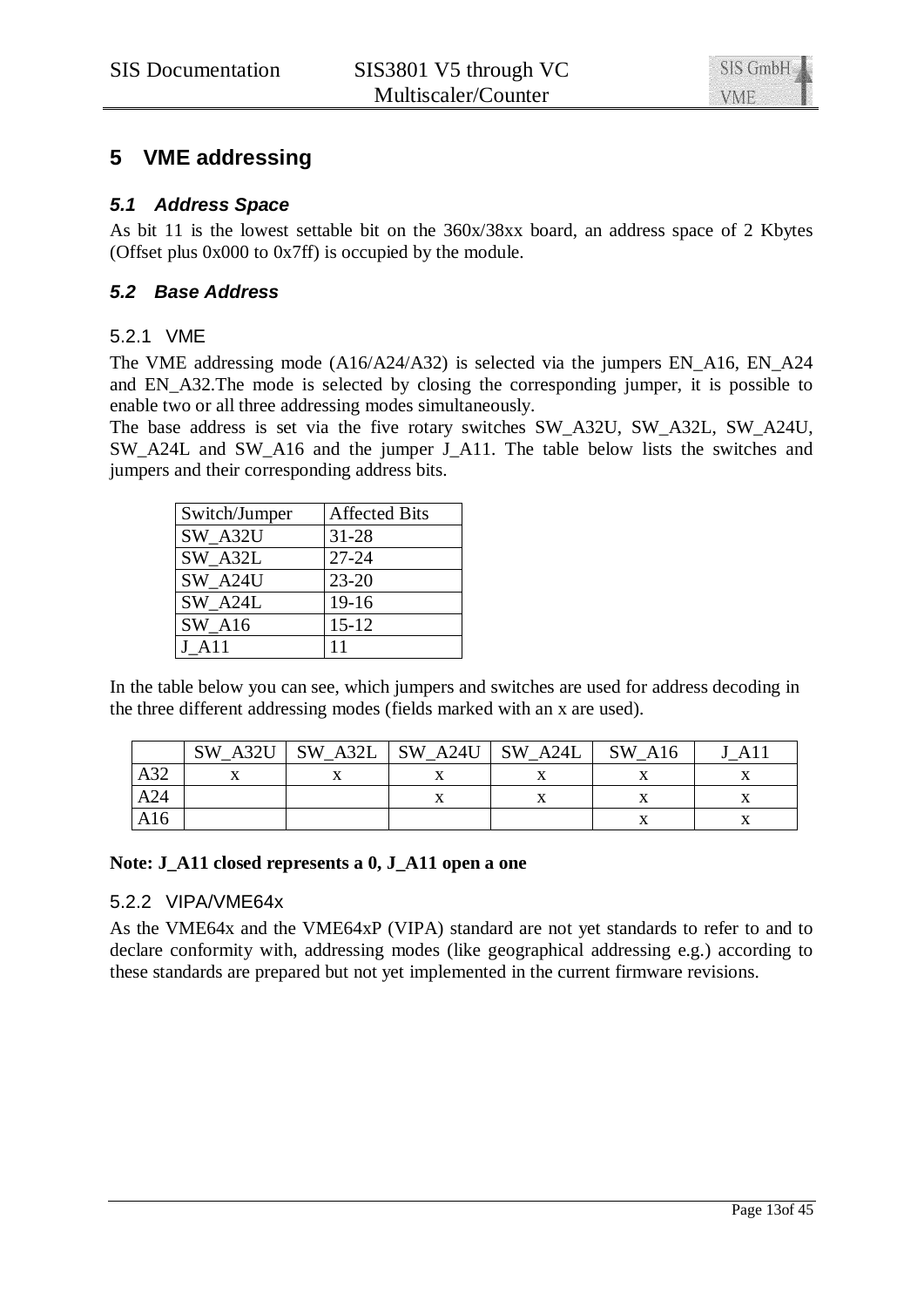# 5 VME addressing

## *5.1 Address Space*

As bit 11 is the lowest settable bit on the 360x/38xx board, an address space of 2 Kbytes (Offset plus 0x000 to 0x7ff) is occupied by the module.

## *5.2 Base Address*

### 5.2.1 VME

The VME addressing mode (A16/A24/A32) is selected via the jumpers EN_A16, EN_A24 and EN_A32.The mode is selected by closing the corresponding jumper, it is possible to enable two or all three addressing modes simultaneously.

The base address is set via the five rotary switches SW_A32U, SW_A32L, SW_A24U, SW_A24L and SW_A16 and the jumper J_A11. The table below lists the switches and jumpers and their corresponding address bits.

| Switch/Jumper | Affected Bits |
|---|---|
| SW_A32U | 31-28 |
| SW_A32L | 27-24 |
| SW_A24U | 23-20 |
| SW_A24L | 19-16 |
| SW_A16 | 15-12 |
| J_A11 | 11 |

In the table below you can see, which jumpers and switches are used for address decoding in the three different addressing modes (fields marked with an x are used).

| | SW_A32U | SW_A32L | SW_A24U | SW_A24L | SW_A16 | J_A11 |
|---|---|---|---|---|---|---|
| A32 | x | x | x | x | x | x |
| A24 | | | x | x | x | x |
| A16 | | | | | x | x |

**Note: J_A11 closed represents a 0, J_A11 open a one**

### 5.2.2 VIPA/VME64x

As the VME64x and the VME64xP (VIPA) standard are not yet standards to refer to and to declare conformity with, addressing modes (like geographical addressing e.g.) according to these standards are prepared but not yet implemented in the current firmware revisions.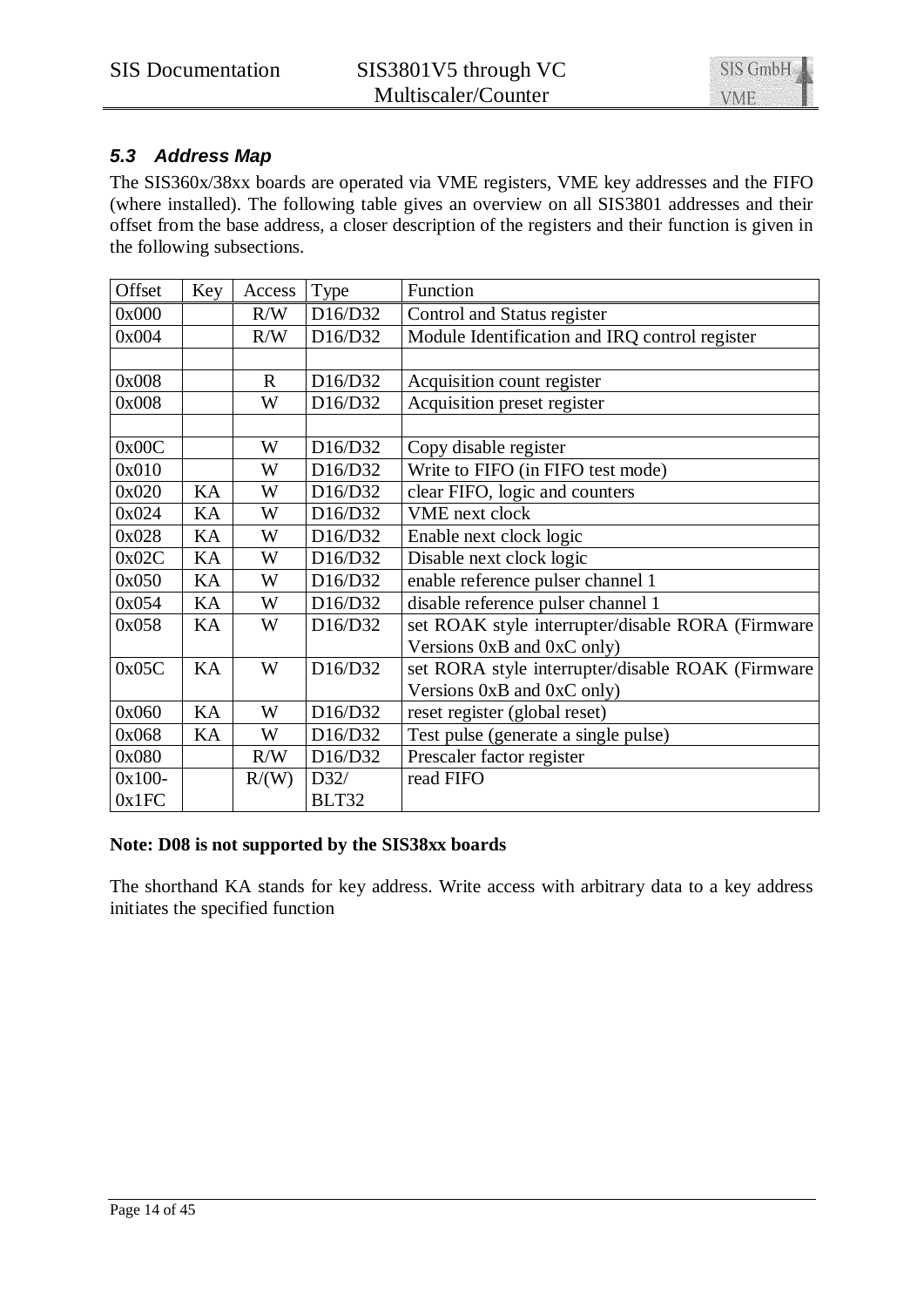### *5.3 Address Map*

The SIS360x/38xx boards are operated via VME registers, VME key addresses and the FIFO (where installed). The following table gives an overview on all SIS3801 addresses and their offset from the base address, a closer description of the registers and their function is given in the following subsections.

| Offset | Key | Access | Type | Function |
|---|---|---|---|---|
| 0x000 | | R/W | D16/D32 | Control and Status register |
| 0x004 | | R/W | D16/D32 | Module Identification and IRQ control register |
| | | | | |
| 0x008 | | R | D16/D32 | Acquisition count register |
| 0x008 | | W | D16/D32 | Acquisition preset register |
| | | | | |
| 0x00C | | W | D16/D32 | Copy disable register |
| 0x010 | | W | D16/D32 | Write to FIFO (in FIFO test mode) |
| 0x020 | KA | W | D16/D32 | clear FIFO, logic and counters |
| 0x024 | KA | W | D16/D32 | VME next clock |
| 0x028 | KA | W | D16/D32 | Enable next clock logic |
| 0x02C | KA | W | D16/D32 | Disable next clock logic |
| 0x050 | KA | W | D16/D32 | enable reference pulser channel 1 |
| 0x054 | KA | W | D16/D32 | disable reference pulser channel 1 |
| 0x058 | KA | W | D16/D32 | set ROAK style interrupter/disable RORA (Firmware Versions 0xB and 0xC only) |
| 0x05C | KA | W | D16/D32 | set RORA style interrupter/disable ROAK (Firmware Versions 0xB and 0xC only) |
| 0x060 | KA | W | D16/D32 | reset register (global reset) |
| 0x068 | KA | W | D16/D32 | Test pulse (generate a single pulse) |
| 0x080 | | R/W | D16/D32 | Prescaler factor register |
| 0x100-0x1FC | | R/(W) | D32/ BLT32 | read FIFO |

**Note: D08 is not supported by the SIS38xx boards**

The shorthand KA stands for key address. Write access with arbitrary data to a key address initiates the specified function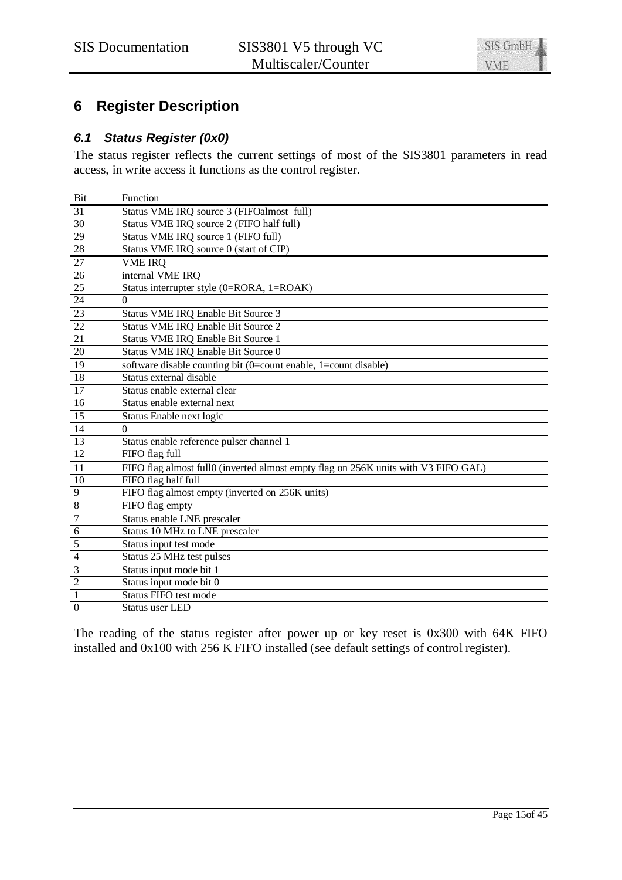# 6 Register Description

## 6.1 Status Register (0x0)

The status register reflects the current settings of most of the SIS3801 parameters in read access, in write access it functions as the control register.

| Bit | Function |
| --- | --- |
| 31 | Status VME IRQ source 3 (FIFOalmost full) |
| 30 | Status VME IRQ source 2 (FIFO half full) |
| 29 | Status VME IRQ source 1 (FIFO full) |
| 28 | Status VME IRQ source 0 (start of CIP) |
| 27 | VME IRQ |
| 26 | internal VME IRQ |
| 25 | Status interrupter style (0=RORA, 1=ROAK) |
| 24 | 0 |
| 23 | Status VME IRQ Enable Bit Source 3 |
| 22 | Status VME IRQ Enable Bit Source 2 |
| 21 | Status VME IRQ Enable Bit Source 1 |
| 20 | Status VME IRQ Enable Bit Source 0 |
| 19 | software disable counting bit (0=count enable, 1=count disable) |
| 18 | Status external disable |
| 17 | Status enable external clear |
| 16 | Status enable external next |
| 15 | Status Enable next logic |
| 14 | 0 |
| 13 | Status enable reference pulser channel 1 |
| 12 | FIFO flag full |
| 11 | FIFO flag almost full0 (inverted almost empty flag on 256K units with V3 FIFO GAL) |
| 10 | FIFO flag half full |
| 9 | FIFO flag almost empty (inverted on 256K units) |
| 8 | FIFO flag empty |
| 7 | Status enable LNE prescaler |
| 6 | Status 10 MHz to LNE prescaler |
| 5 | Status input test mode |
| 4 | Status 25 MHz test pulses |
| 3 | Status input mode bit 1 |
| 2 | Status input mode bit 0 |
| 1 | Status FIFO test mode |
| 0 | Status user LED |

The reading of the status register after power up or key reset is 0x300 with 64K FIFO installed and 0x100 with 256 K FIFO installed (see default settings of control register).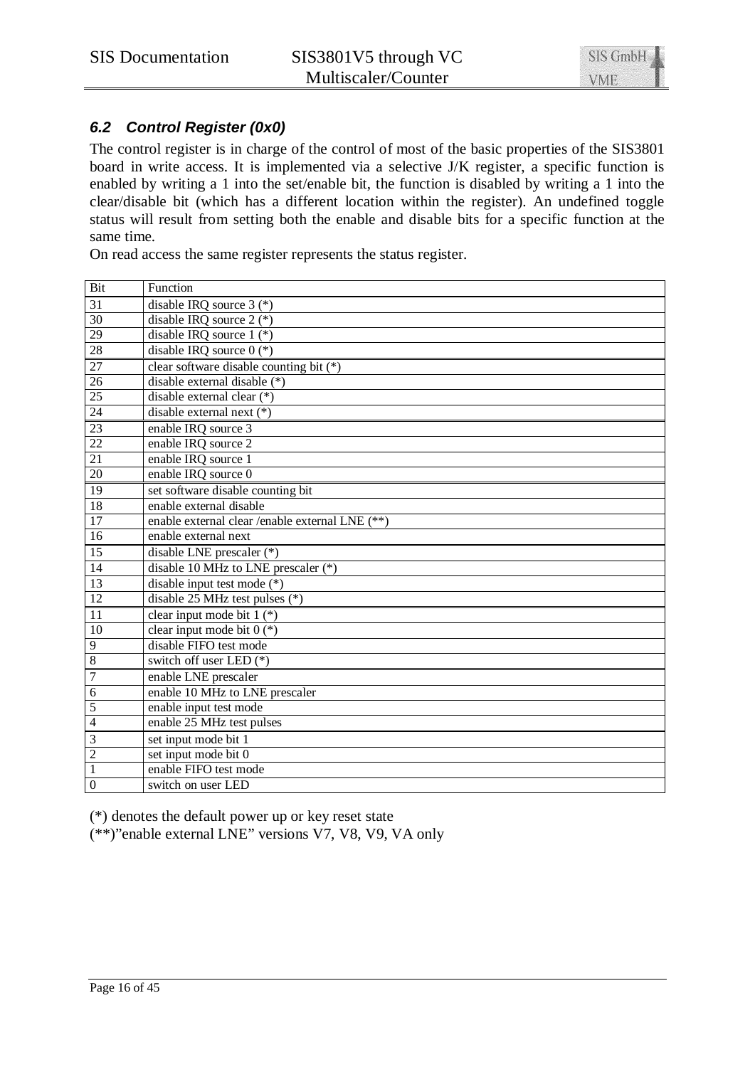### *6.2 Control Register (0x0)*

The control register is in charge of the control of most of the basic properties of the SIS3801 board in write access. It is implemented via a selective J/K register, a specific function is enabled by writing a 1 into the set/enable bit, the function is disabled by writing a 1 into the clear/disable bit (which has a different location within the register). An undefined toggle status will result from setting both the enable and disable bits for a specific function at the same time.

On read access the same register represents the status register.

| Bit | Function |
|---|---|
| 31 | disable IRQ source 3 (*) |
| 30 | disable IRQ source 2 (*) |
| 29 | disable IRQ source 1 (*) |
| 28 | disable IRQ source 0 (*) |
| 27 | clear software disable counting bit (*) |
| 26 | disable external disable (*) |
| 25 | disable external clear (*) |
| 24 | disable external next (*) |
| 23 | enable IRQ source 3 |
| 22 | enable IRQ source 2 |
| 21 | enable IRQ source 1 |
| 20 | enable IRQ source 0 |
| 19 | set software disable counting bit |
| 18 | enable external disable |
| 17 | enable external clear /enable external LNE (**) |
| 16 | enable external next |
| 15 | disable LNE prescaler (*) |
| 14 | disable 10 MHz to LNE prescaler (*) |
| 13 | disable input test mode (*) |
| 12 | disable 25 MHz test pulses (*) |
| 11 | clear input mode bit 1 (*) |
| 10 | clear input mode bit 0 (*) |
| 9 | disable FIFO test mode |
| 8 | switch off user LED (*) |
| 7 | enable LNE prescaler |
| 6 | enable 10 MHz to LNE prescaler |
| 5 | enable input test mode |
| 4 | enable 25 MHz test pulses |
| 3 | set input mode bit 1 |
| 2 | set input mode bit 0 |
| 1 | enable FIFO test mode |
| 0 | switch on user LED |

(*) denotes the default power up or key reset state

(**)"enable external LNE" versions V7, V8, V9, VA only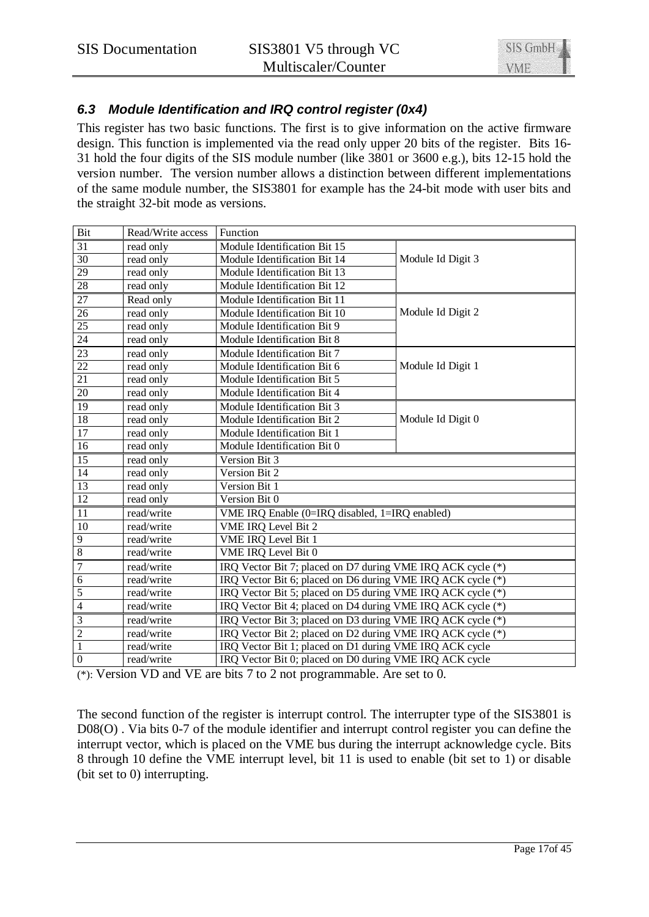### 6.3 Module Identification and IRQ control register (0x4)

This register has two basic functions. The first is to give information on the active firmware design. This function is implemented via the read only upper 20 bits of the register. Bits 16-31 hold the four digits of the SIS module number (like 3801 or 3600 e.g.), bits 12-15 hold the version number. The version number allows a distinction between different implementations of the same module number, the SIS3801 for example has the 24-bit mode with user bits and the straight 32-bit mode as versions.

| Bit | Read/Write access | Function | |
|---|---|---|---|
| 31 | read only | Module Identification Bit 15 | Module Id Digit 3 |
| 30 | read only | Module Identification Bit 14 | |
| 29 | read only | Module Identification Bit 13 | |
| 28 | read only | Module Identification Bit 12 | |
| 27 | Read only | Module Identification Bit 11 | Module Id Digit 2 |
| 26 | read only | Module Identification Bit 10 | |
| 25 | read only | Module Identification Bit 9 | |
| 24 | read only | Module Identification Bit 8 | |
| 23 | read only | Module Identification Bit 7 | Module Id Digit 1 |
| 22 | read only | Module Identification Bit 6 | |
| 21 | read only | Module Identification Bit 5 | |
| 20 | read only | Module Identification Bit 4 | |
| 19 | read only | Module Identification Bit 3 | Module Id Digit 0 |
| 18 | read only | Module Identification Bit 2 | |
| 17 | read only | Module Identification Bit 1 | |
| 16 | read only | Module Identification Bit 0 | |
| 15 | read only | Version Bit 3 | |
| 14 | read only | Version Bit 2 | |
| 13 | read only | Version Bit 1 | |
| 12 | read only | Version Bit 0 | |
| 11 | read/write | VME IRQ Enable (0=IRQ disabled, 1=IRQ enabled) | |
| 10 | read/write | VME IRQ Level Bit 2 | |
| 9 | read/write | VME IRQ Level Bit 1 | |
| 8 | read/write | VME IRQ Level Bit 0 | |
| 7 | read/write | IRQ Vector Bit 7; placed on D7 during VME IRQ ACK cycle (*) | |
| 6 | read/write | IRQ Vector Bit 6; placed on D6 during VME IRQ ACK cycle (*) | |
| 5 | read/write | IRQ Vector Bit 5; placed on D5 during VME IRQ ACK cycle (*) | |
| 4 | read/write | IRQ Vector Bit 4; placed on D4 during VME IRQ ACK cycle (*) | |
| 3 | read/write | IRQ Vector Bit 3; placed on D3 during VME IRQ ACK cycle (*) | |
| 2 | read/write | IRQ Vector Bit 2; placed on D2 during VME IRQ ACK cycle (*) | |
| 1 | read/write | IRQ Vector Bit 1; placed on D1 during VME IRQ ACK cycle | |
| 0 | read/write | IRQ Vector Bit 0; placed on D0 during VME IRQ ACK cycle | |

(*): Version VD and VE are bits 7 to 2 not programmable. Are set to 0.

The second function of the register is interrupt control. The interrupter type of the SIS3801 is D08(O) . Via bits 0-7 of the module identifier and interrupt control register you can define the interrupt vector, which is placed on the VME bus during the interrupt acknowledge cycle. Bits 8 through 10 define the VME interrupt level, bit 11 is used to enable (bit set to 1) or disable (bit set to 0) interrupting.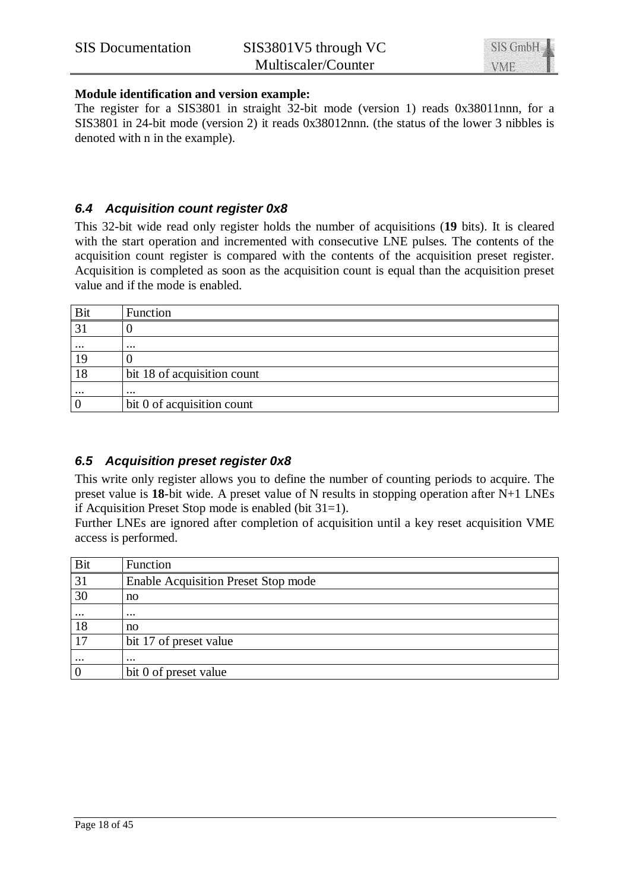**Module identification and version example:**

The register for a SIS3801 in straight 32-bit mode (version 1) reads 0x38011nnn, for a SIS3801 in 24-bit mode (version 2) it reads 0x38012nnn. (the status of the lower 3 nibbles is denoted with n in the example).

### *6.4 Acquisition count register 0x8*

This 32-bit wide read only register holds the number of acquisitions (**19** bits). It is cleared with the start operation and incremented with consecutive LNE pulses. The contents of the acquisition count register is compared with the contents of the acquisition preset register. Acquisition is completed as soon as the acquisition count is equal than the acquisition preset value and if the mode is enabled.

| Bit | Function |
|---|---|
| 31 | 0 |
| ... | ... |
| 19 | 0 |
| 18 | bit 18 of acquisition count |
| ... | ... |
| 0 | bit 0 of acquisition count |

### *6.5 Acquisition preset register 0x8*

This write only register allows you to define the number of counting periods to acquire. The preset value is **18**-bit wide. A preset value of N results in stopping operation after N+1 LNEs if Acquisition Preset Stop mode is enabled (bit 31=1).

Further LNEs are ignored after completion of acquisition until a key reset acquisition VME access is performed.

| Bit | Function |
|---|---|
| 31 | Enable Acquisition Preset Stop mode |
| 30 | no |
| ... | ... |
| 18 | no |
| 17 | bit 17 of preset value |
| ... | ... |
| 0 | bit 0 of preset value |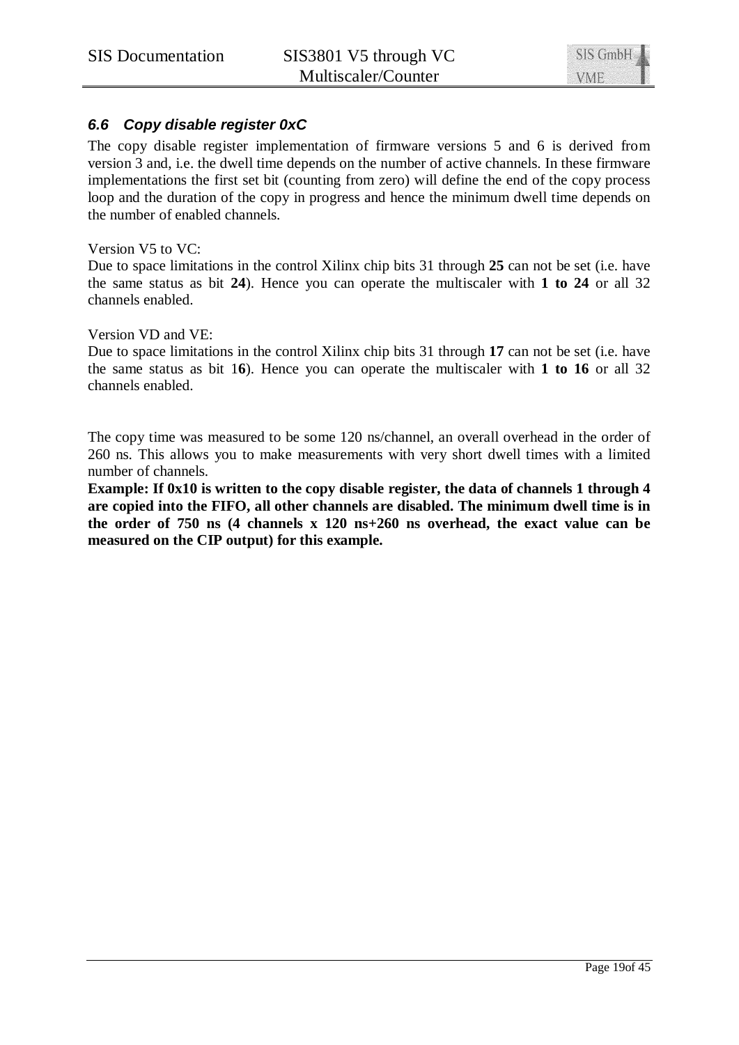### *6.6 Copy disable register 0xC*

The copy disable register implementation of firmware versions 5 and 6 is derived from version 3 and, i.e. the dwell time depends on the number of active channels. In these firmware implementations the first set bit (counting from zero) will define the end of the copy process loop and the duration of the copy in progress and hence the minimum dwell time depends on the number of enabled channels.

Version V5 to VC:
Due to space limitations in the control Xilinx chip bits 31 through **25** can not be set (i.e. have the same status as bit **24**). Hence you can operate the multiscaler with **1 to 24** or all 32 channels enabled.

Version VD and VE:
Due to space limitations in the control Xilinx chip bits 31 through **17** can not be set (i.e. have the same status as bit 1**6**). Hence you can operate the multiscaler with **1 to 16** or all 32 channels enabled.

The copy time was measured to be some 120 ns/channel, an overall overhead in the order of 260 ns. This allows you to make measurements with very short dwell times with a limited number of channels.
**Example: If 0x10 is written to the copy disable register, the data of channels 1 through 4 are copied into the FIFO, all other channels are disabled. The minimum dwell time is in the order of 750 ns (4 channels x 120 ns+260 ns overhead, the exact value can be measured on the CIP output) for this example.**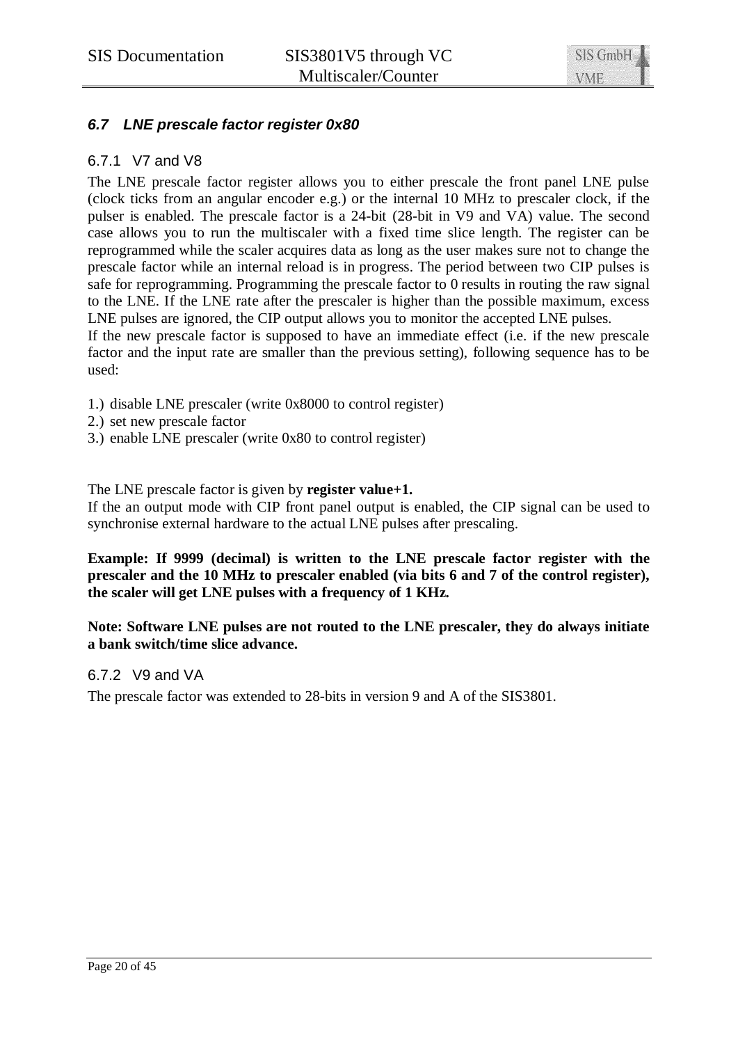### *6.7 LNE prescale factor register 0x80*

#### 6.7.1 V7 and V8

The LNE prescale factor register allows you to either prescale the front panel LNE pulse (clock ticks from an angular encoder e.g.) or the internal 10 MHz to prescaler clock, if the pulser is enabled. The prescale factor is a 24-bit (28-bit in V9 and VA) value. The second case allows you to run the multiscaler with a fixed time slice length. The register can be reprogrammed while the scaler acquires data as long as the user makes sure not to change the prescale factor while an internal reload is in progress. The period between two CIP pulses is safe for reprogramming. Programming the prescale factor to 0 results in routing the raw signal to the LNE. If the LNE rate after the prescaler is higher than the possible maximum, excess LNE pulses are ignored, the CIP output allows you to monitor the accepted LNE pulses.
If the new prescale factor is supposed to have an immediate effect (i.e. if the new prescale factor and the input rate are smaller than the previous setting), following sequence has to be used:

1.) disable LNE prescaler (write 0x8000 to control register)
2.) set new prescale factor
3.) enable LNE prescaler (write 0x80 to control register)

The LNE prescale factor is given by **register value+1.**
If the an output mode with CIP front panel output is enabled, the CIP signal can be used to synchronise external hardware to the actual LNE pulses after prescaling.

**Example: If 9999 (decimal) is written to the LNE prescale factor register with the prescaler and the 10 MHz to prescaler enabled (via bits 6 and 7 of the control register), the scaler will get LNE pulses with a frequency of 1 KHz.**

**Note: Software LNE pulses are not routed to the LNE prescaler, they do always initiate a bank switch/time slice advance.**

#### 6.7.2 V9 and VA

The prescale factor was extended to 28-bits in version 9 and A of the SIS3801.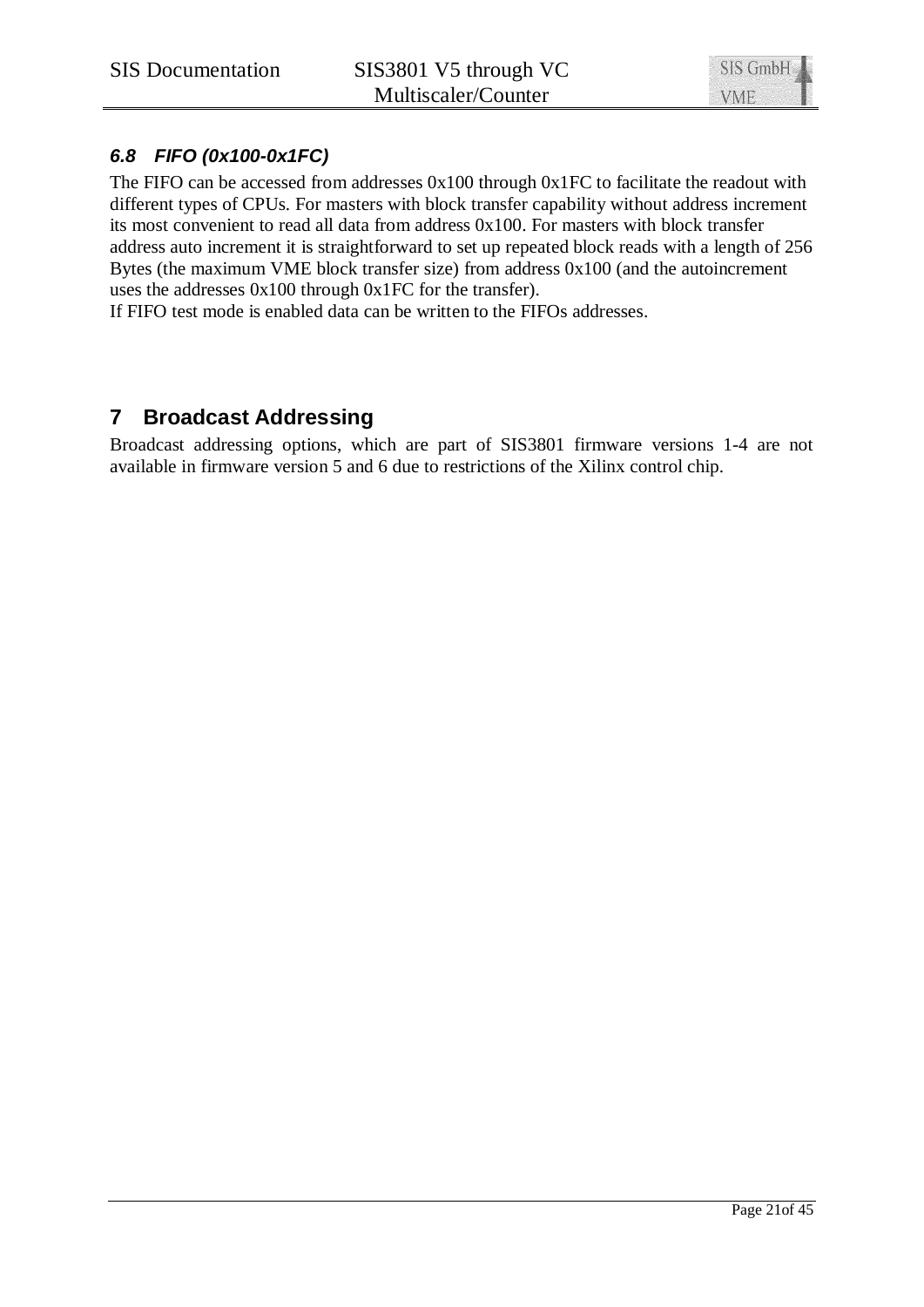### 6.8 FIFO (0x100-0x1FC)

The FIFO can be accessed from addresses 0x100 through 0x1FC to facilitate the readout with different types of CPUs. For masters with block transfer capability without address increment its most convenient to read all data from address 0x100. For masters with block transfer address auto increment it is straightforward to set up repeated block reads with a length of 256 Bytes (the maximum VME block transfer size) from address 0x100 (and the autoincrement uses the addresses 0x100 through 0x1FC for the transfer).
If FIFO test mode is enabled data can be written to the FIFOs addresses.

# 7 Broadcast Addressing

Broadcast addressing options, which are part of SIS3801 firmware versions 1-4 are not available in firmware version 5 and 6 due to restrictions of the Xilinx control chip.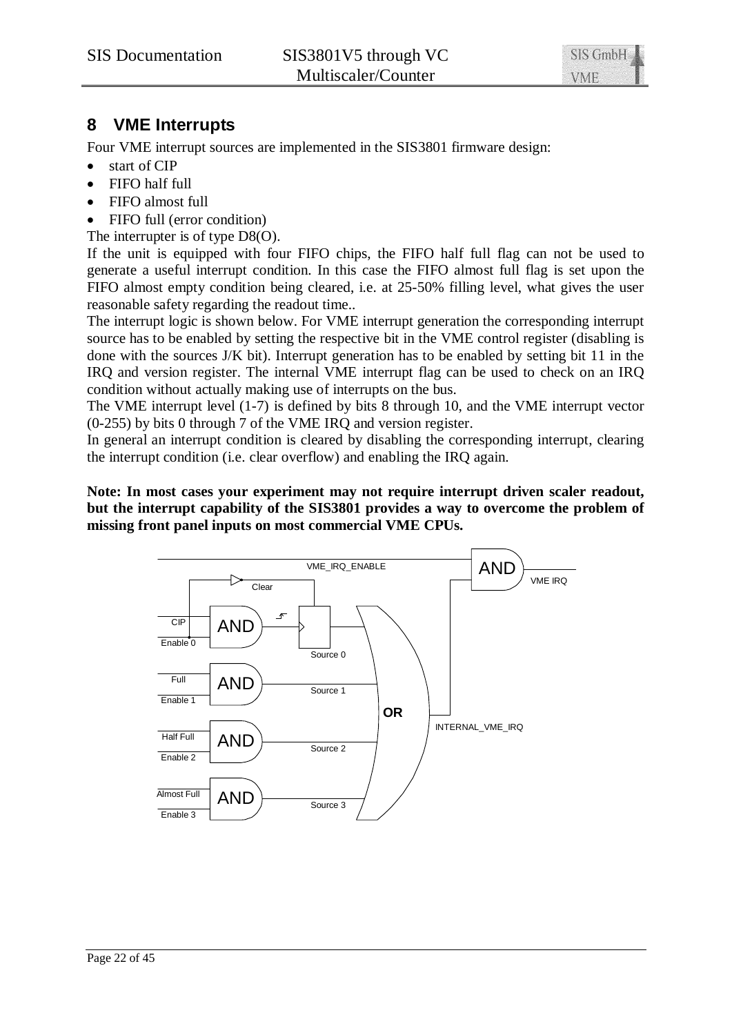# 8 VME Interrupts

Four VME interrupt sources are implemented in the SIS3801 firmware design:

- start of CIP
- FIFO half full
- FIFO almost full
- FIFO full (error condition)

The interrupter is of type D8(O).

If the unit is equipped with four FIFO chips, the FIFO half full flag can not be used to generate a useful interrupt condition. In this case the FIFO almost full flag is set upon the FIFO almost empty condition being cleared, i.e. at 25-50% filling level, what gives the user reasonable safety regarding the readout time..

The interrupt logic is shown below. For VME interrupt generation the corresponding interrupt source has to be enabled by setting the respective bit in the VME control register (disabling is done with the sources J/K bit). Interrupt generation has to be enabled by setting bit 11 in the IRQ and version register. The internal VME interrupt flag can be used to check on an IRQ condition without actually making use of interrupts on the bus.

The VME interrupt level (1-7) is defined by bits 8 through 10, and the VME interrupt vector (0-255) by bits 0 through 7 of the VME IRQ and version register.

In general an interrupt condition is cleared by disabling the corresponding interrupt, clearing the interrupt condition (i.e. clear overflow) and enabling the IRQ again.

**Note: In most cases your experiment may not require interrupt driven scaler readout, but the interrupt capability of the SIS3801 provides a way to overcome the problem of missing front panel inputs on most commercial VME CPUs.**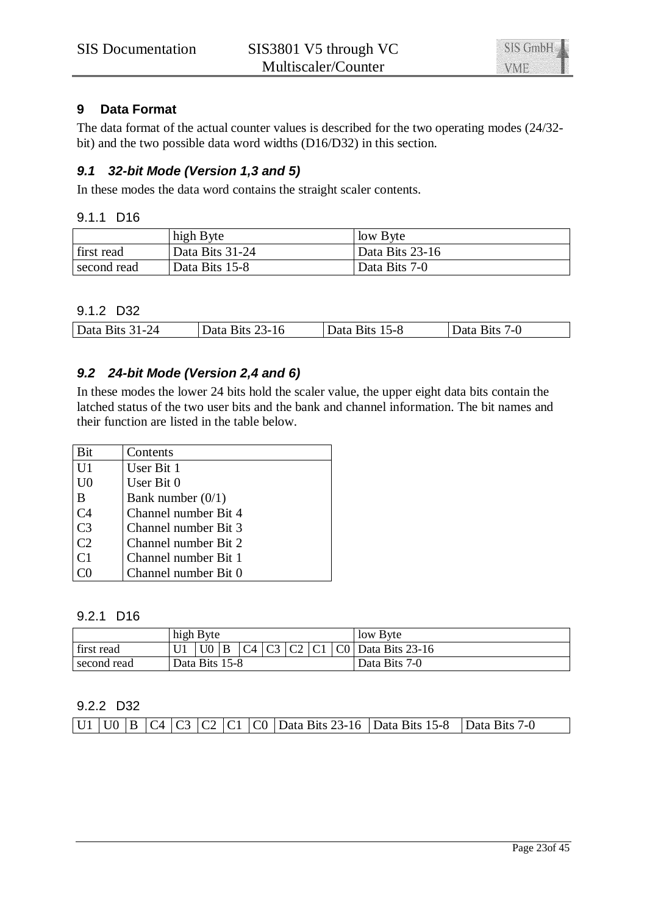## 9 Data Format

The data format of the actual counter values is described for the two operating modes (24/32-bit) and the two possible data word widths (D16/D32) in this section.

### *9.1 32-bit Mode (Version 1,3 and 5)*

In these modes the data word contains the straight scaler contents.

#### 9.1.1 D16

| | high Byte | low Byte |
|---|---|---|
| first read | Data Bits 31-24 | Data Bits 23-16 |
| second read | Data Bits 15-8 | Data Bits 7-0 |

#### 9.1.2 D32

| Data Bits 31-24 | Data Bits 23-16 | Data Bits 15-8 | Data Bits 7-0 |
|---|---|---|---|

### *9.2 24-bit Mode (Version 2,4 and 6)*

In these modes the lower 24 bits hold the scaler value, the upper eight data bits contain the latched status of the two user bits and the bank and channel information. The bit names and their function are listed in the table below.

| Bit | Contents |
|---|---|
| U1 | User Bit 1 |
| U0 | User Bit 0 |
| B | Bank number (0/1) |
| C4 | Channel number Bit 4 |
| C3 | Channel number Bit 3 |
| C2 | Channel number Bit 2 |
| C1 | Channel number Bit 1 |
| C0 | Channel number Bit 0 |

#### 9.2.1 D16

| | high Byte | | | | | | | | low Byte |
|---|---|---|---|---|---|---|---|---|---|
| first read | U1 | U0 | B | C4 | C3 | C2 | C1 | C0 | Data Bits 23-16 |
| second read | Data Bits 15-8 | | | | | | | | Data Bits 7-0 |

#### 9.2.2 D32

| U1 | U0 | B | C4 | C3 | C2 | C1 | C0 | Data Bits 23-16 | Data Bits 15-8 | Data Bits 7-0 |
|---|---|---|---|---|---|---|---|---|---|---|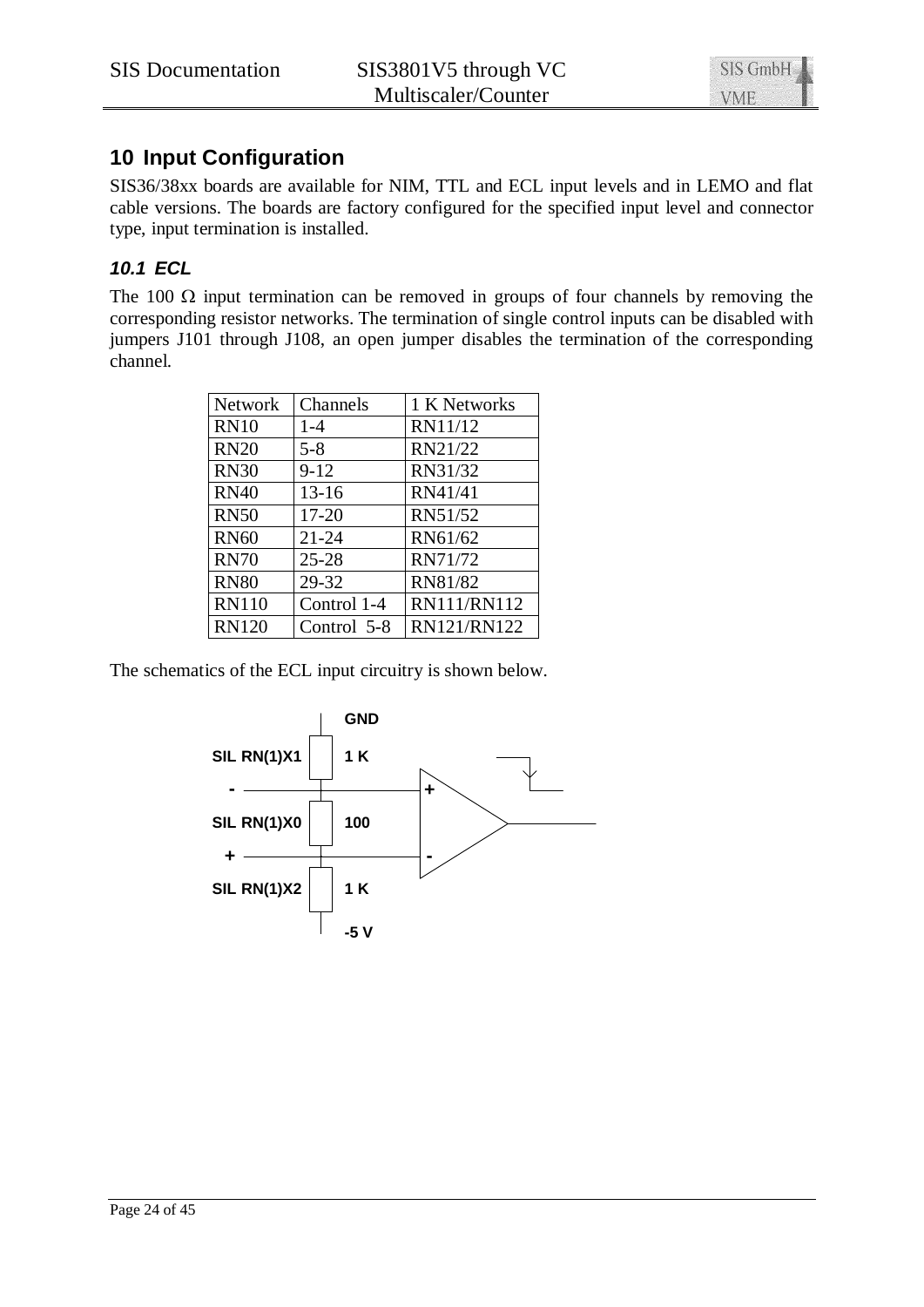# 10 Input Configuration

SIS36/38xx boards are available for NIM, TTL and ECL input levels and in LEMO and flat cable versions. The boards are factory configured for the specified input level and connector type, input termination is installed.

## *10.1 ECL*

The 100 Ω input termination can be removed in groups of four channels by removing the corresponding resistor networks. The termination of single control inputs can be disabled with jumpers J101 through J108, an open jumper disables the termination of the corresponding channel.

| Network | Channels | 1 K Networks |
|---|---|---|
| RN10 | 1-4 | RN11/12 |
| RN20 | 5-8 | RN21/22 |
| RN30 | 9-12 | RN31/32 |
| RN40 | 13-16 | RN41/41 |
| RN50 | 17-20 | RN51/52 |
| RN60 | 21-24 | RN61/62 |
| RN70 | 25-28 | RN71/72 |
| RN80 | 29-32 | RN81/82 |
| RN110 | Control 1-4 | RN111/RN112 |
| RN120 | Control 5-8 | RN121/RN122 |

The schematics of the ECL input circuitry is shown below.

GND

SIL RN(1)X1 1 K

-

SIL RN(1)X0 100

+

SIL RN(1)X2 1 K

-5 V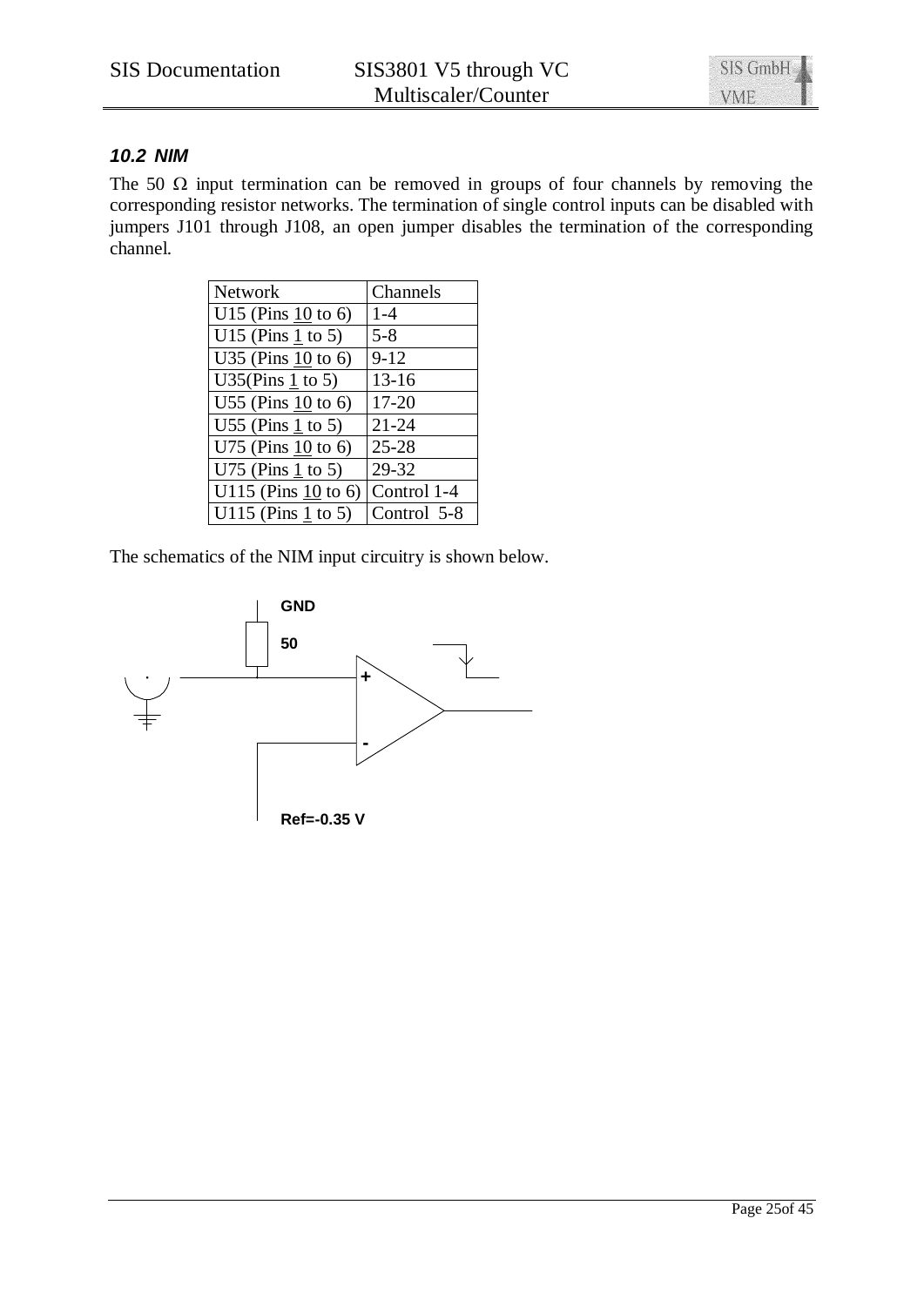### *10.2 NIM*

The 50 Ω input termination can be removed in groups of four channels by removing the corresponding resistor networks. The termination of single control inputs can be disabled with jumpers J101 through J108, an open jumper disables the termination of the corresponding channel.

| Network | Channels |
|---|---|
| U15 (Pins 10 to 6) | 1-4 |
| U15 (Pins 1 to 5) | 5-8 |
| U35 (Pins 10 to 6) | 9-12 |
| U35(Pins 1 to 5) | 13-16 |
| U55 (Pins 10 to 6) | 17-20 |
| U55 (Pins 1 to 5) | 21-24 |
| U75 (Pins 10 to 6) | 25-28 |
| U75 (Pins 1 to 5) | 29-32 |
| U115 (Pins 10 to 6) | Control 1-4 |
| U115 (Pins 1 to 5) | Control 5-8 |

The schematics of the NIM input circuitry is shown below.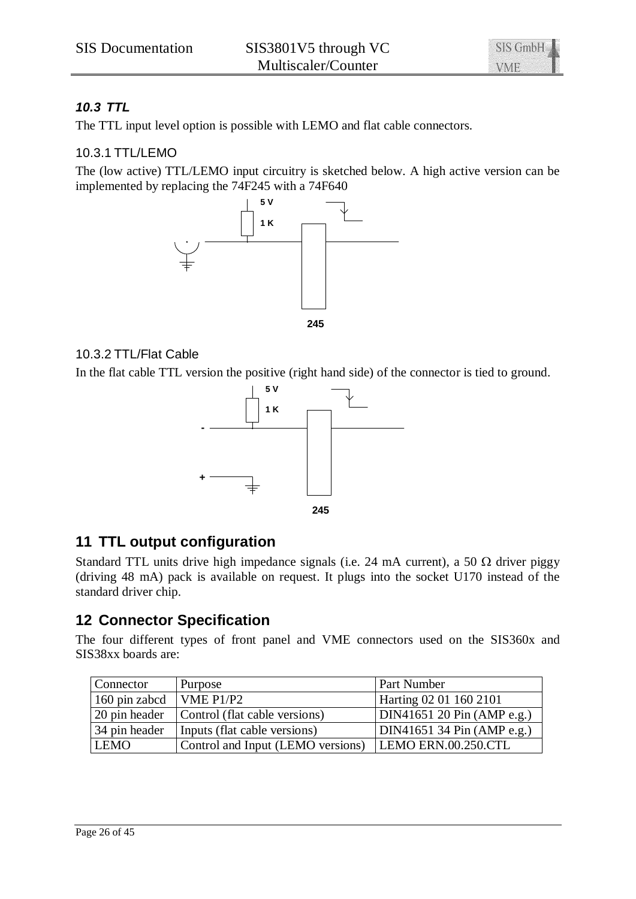### *10.3 TTL*

The TTL input level option is possible with LEMO and flat cable connectors.

#### 10.3.1 TTL/LEMO

The (low active) TTL/LEMO input circuitry is sketched below. A high active version can be implemented by replacing the 74F245 with a 74F640

5 V

1 K

245

#### 10.3.2 TTL/Flat Cable

In the flat cable TTL version the positive (right hand side) of the connector is tied to ground.

5 V

1 K

-

+

245

## 11 TTL output configuration

Standard TTL units drive high impedance signals (i.e. 24 mA current), a 50 Ω driver piggy (driving 48 mA) pack is available on request. It plugs into the socket U170 instead of the standard driver chip.

## 12 Connector Specification

The four different types of front panel and VME connectors used on the SIS360x and SIS38xx boards are:

| Connector | Purpose | Part Number |
|---|---|---|
| 160 pin zabcd | VME P1/P2 | Harting 02 01 160 2101 |
| 20 pin header | Control (flat cable versions) | DIN41651 20 Pin (AMP e.g.) |
| 34 pin header | Inputs (flat cable versions) | DIN41651 34 Pin (AMP e.g.) |
| LEMO | Control and Input (LEMO versions) | LEMO ERN.00.250.CTL |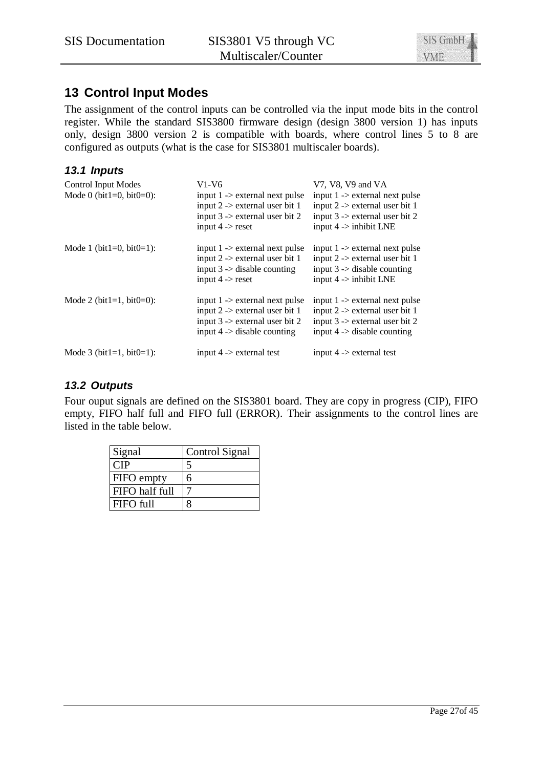## 13 Control Input Modes

The assignment of the control inputs can be controlled via the input mode bits in the control register. While the standard SIS3800 firmware design (design 3800 version 1) has inputs only, design 3800 version 2 is compatible with boards, where control lines 5 to 8 are configured as outputs (what is the case for SIS3801 multiscaler boards).

### 13.1 Inputs

| Control Input Modes | V1-V6 | V7, V8, V9 and VA |
|---|---|---|
| Mode 0 (bit1=0, bit0=0): | input 1 -> external next pulse<br>input 2 -> external user bit 1<br>input 3 -> external user bit 2<br>input 4 -> reset | input 1 -> external next pulse<br>input 2 -> external user bit 1<br>input 3 -> external user bit 2<br>input 4 -> inhibit LNE |
| Mode 1 (bit1=0, bit0=1): | input 1 -> external next pulse<br>input 2 -> external user bit 1<br>input 3 -> disable counting<br>input 4 -> reset | input 1 -> external next pulse<br>input 2 -> external user bit 1<br>input 3 -> disable counting<br>input 4 -> inhibit LNE |
| Mode 2 (bit1=1, bit0=0): | input 1 -> external next pulse<br>input 2 -> external user bit 1<br>input 3 -> external user bit 2<br>input 4 -> disable counting | input 1 -> external next pulse<br>input 2 -> external user bit 1<br>input 3 -> external user bit 2<br>input 4 -> disable counting |
| Mode 3 (bit1=1, bit0=1): | input 4 -> external test | input 4 -> external test |

### 13.2 Outputs

Four ouput signals are defined on the SIS3801 board. They are copy in progress (CIP), FIFO empty, FIFO half full and FIFO full (ERROR). Their assignments to the control lines are listed in the table below.

| Signal | Control Signal |
|---|---|
| CIP | 5 |
| FIFO empty | 6 |
| FIFO half full | 7 |
| FIFO full | 8 |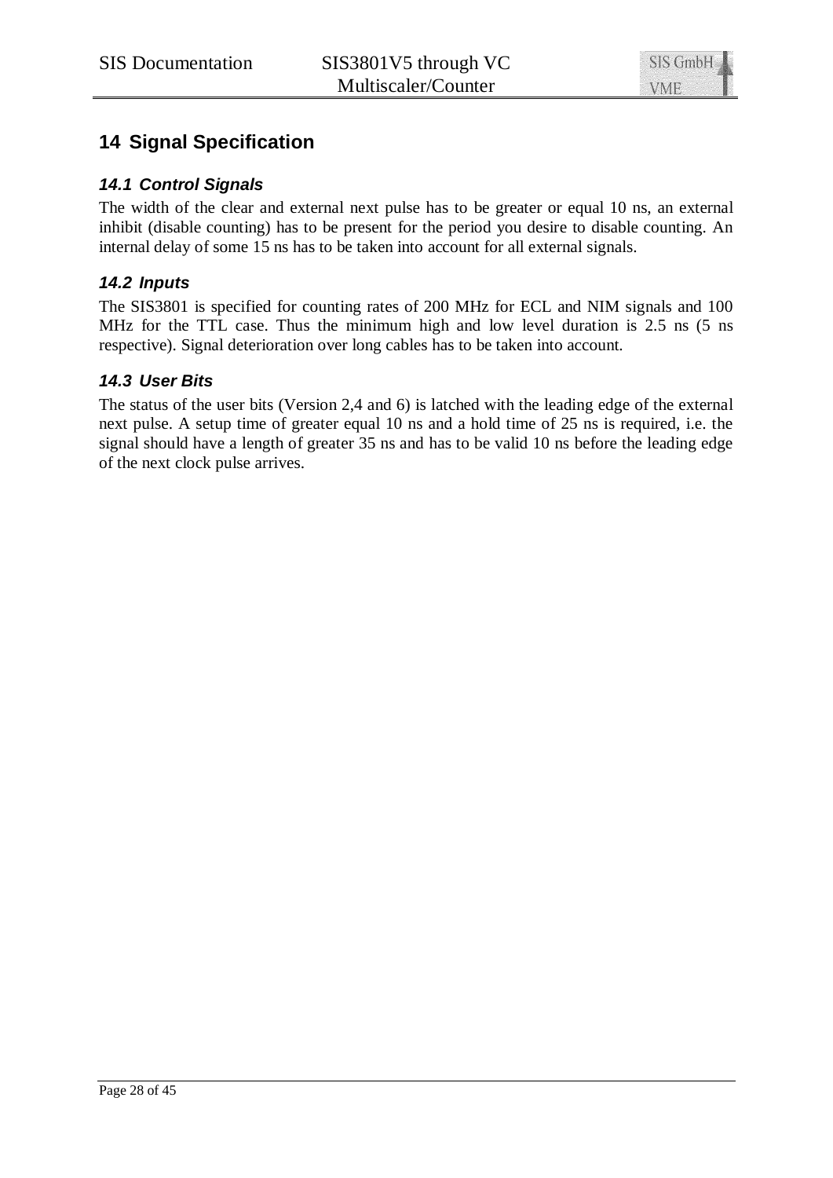# 14 Signal Specification

## *14.1 Control Signals*

The width of the clear and external next pulse has to be greater or equal 10 ns, an external inhibit (disable counting) has to be present for the period you desire to disable counting. An internal delay of some 15 ns has to be taken into account for all external signals.

## *14.2 Inputs*

The SIS3801 is specified for counting rates of 200 MHz for ECL and NIM signals and 100 MHz for the TTL case. Thus the minimum high and low level duration is 2.5 ns (5 ns respective). Signal deterioration over long cables has to be taken into account.

## *14.3 User Bits*

The status of the user bits (Version 2,4 and 6) is latched with the leading edge of the external next pulse. A setup time of greater equal 10 ns and a hold time of 25 ns is required, i.e. the signal should have a length of greater 35 ns and has to be valid 10 ns before the leading edge of the next clock pulse arrives.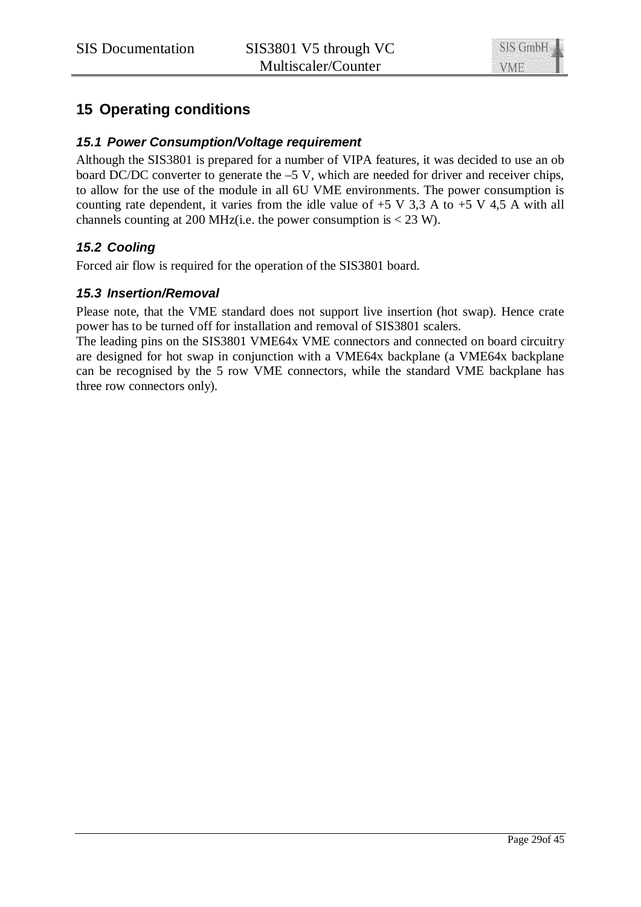# 15 Operating conditions

## 15.1 Power Consumption/Voltage requirement

Although the SIS3801 is prepared for a number of VIPA features, it was decided to use an ob board DC/DC converter to generate the –5 V, which are needed for driver and receiver chips, to allow for the use of the module in all 6U VME environments. The power consumption is counting rate dependent, it varies from the idle value of +5 V 3,3 A to +5 V 4,5 A with all channels counting at 200 MHz(i.e. the power consumption is < 23 W).

## 15.2 Cooling

Forced air flow is required for the operation of the SIS3801 board.

## 15.3 Insertion/Removal

Please note, that the VME standard does not support live insertion (hot swap). Hence crate power has to be turned off for installation and removal of SIS3801 scalers.

The leading pins on the SIS3801 VME64x VME connectors and connected on board circuitry are designed for hot swap in conjunction with a VME64x backplane (a VME64x backplane can be recognised by the 5 row VME connectors, while the standard VME backplane has three row connectors only).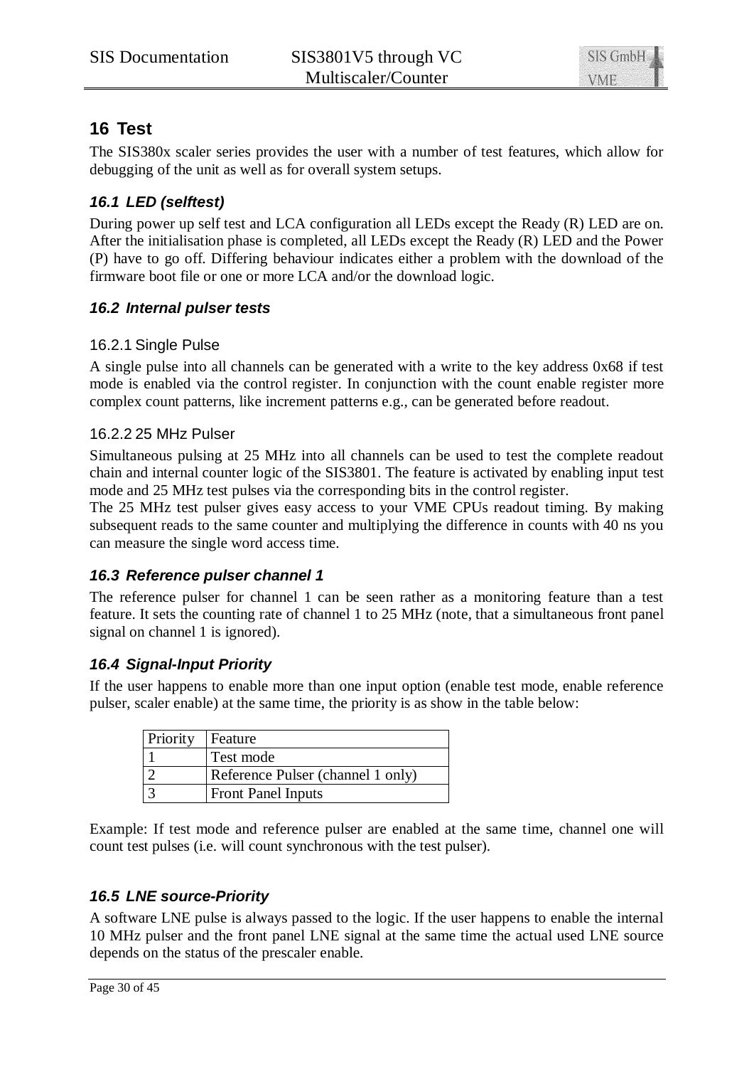# 16 Test

The SIS380x scaler series provides the user with a number of test features, which allow for debugging of the unit as well as for overall system setups.

## *16.1 LED (selftest)*

During power up self test and LCA configuration all LEDs except the Ready (R) LED are on. After the initialisation phase is completed, all LEDs except the Ready (R) LED and the Power (P) have to go off. Differing behaviour indicates either a problem with the download of the firmware boot file or one or more LCA and/or the download logic.

## *16.2 Internal pulser tests*

### 16.2.1 Single Pulse

A single pulse into all channels can be generated with a write to the key address 0x68 if test mode is enabled via the control register. In conjunction with the count enable register more complex count patterns, like increment patterns e.g., can be generated before readout.

### 16.2.2 25 MHz Pulser

Simultaneous pulsing at 25 MHz into all channels can be used to test the complete readout chain and internal counter logic of the SIS3801. The feature is activated by enabling input test mode and 25 MHz test pulses via the corresponding bits in the control register.

The 25 MHz test pulser gives easy access to your VME CPUs readout timing. By making subsequent reads to the same counter and multiplying the difference in counts with 40 ns you can measure the single word access time.

## *16.3 Reference pulser channel 1*

The reference pulser for channel 1 can be seen rather as a monitoring feature than a test feature. It sets the counting rate of channel 1 to 25 MHz (note, that a simultaneous front panel signal on channel 1 is ignored).

## *16.4 Signal-Input Priority*

If the user happens to enable more than one input option (enable test mode, enable reference pulser, scaler enable) at the same time, the priority is as show in the table below:

| Priority | Feature |
|---|---|
| 1 | Test mode |
| 2 | Reference Pulser (channel 1 only) |
| 3 | Front Panel Inputs |

Example: If test mode and reference pulser are enabled at the same time, channel one will count test pulses (i.e. will count synchronous with the test pulser).

## *16.5 LNE source-Priority*

A software LNE pulse is always passed to the logic. If the user happens to enable the internal 10 MHz pulser and the front panel LNE signal at the same time the actual used LNE source depends on the status of the prescaler enable.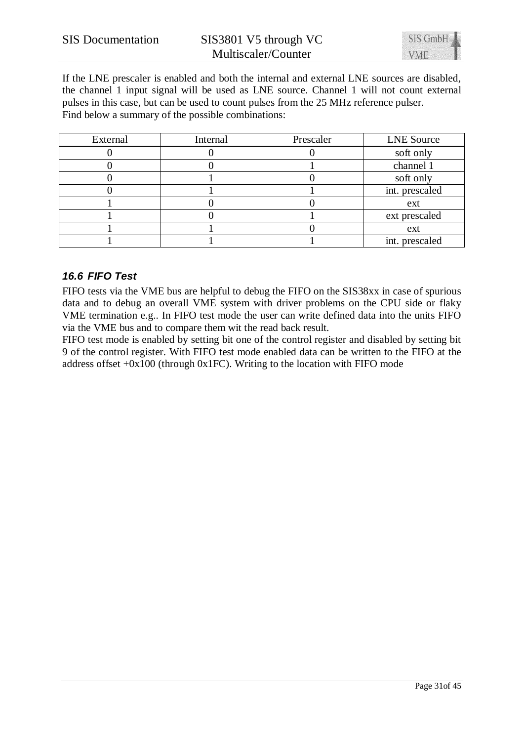If the LNE prescaler is enabled and both the internal and external LNE sources are disabled, the channel 1 input signal will be used as LNE source. Channel 1 will not count external pulses in this case, but can be used to count pulses from the 25 MHz reference pulser.
Find below a summary of the possible combinations:

| External | Internal | Prescaler | LNE Source |
|---|---|---|---|
| 0 | 0 | 0 | soft only |
| 0 | 0 | 1 | channel 1 |
| 0 | 1 | 0 | soft only |
| 0 | 1 | 1 | int. prescaled |
| 1 | 0 | 0 | ext |
| 1 | 0 | 1 | ext prescaled |
| 1 | 1 | 0 | ext |
| 1 | 1 | 1 | int. prescaled |

### *16.6 FIFO Test*

FIFO tests via the VME bus are helpful to debug the FIFO on the SIS38xx in case of spurious data and to debug an overall VME system with driver problems on the CPU side or flaky VME termination e.g.. In FIFO test mode the user can write defined data into the units FIFO via the VME bus and to compare them wit the read back result.
FIFO test mode is enabled by setting bit one of the control register and disabled by setting bit 9 of the control register. With FIFO test mode enabled data can be written to the FIFO at the address offset +0x100 (through 0x1FC). Writing to the location with FIFO mode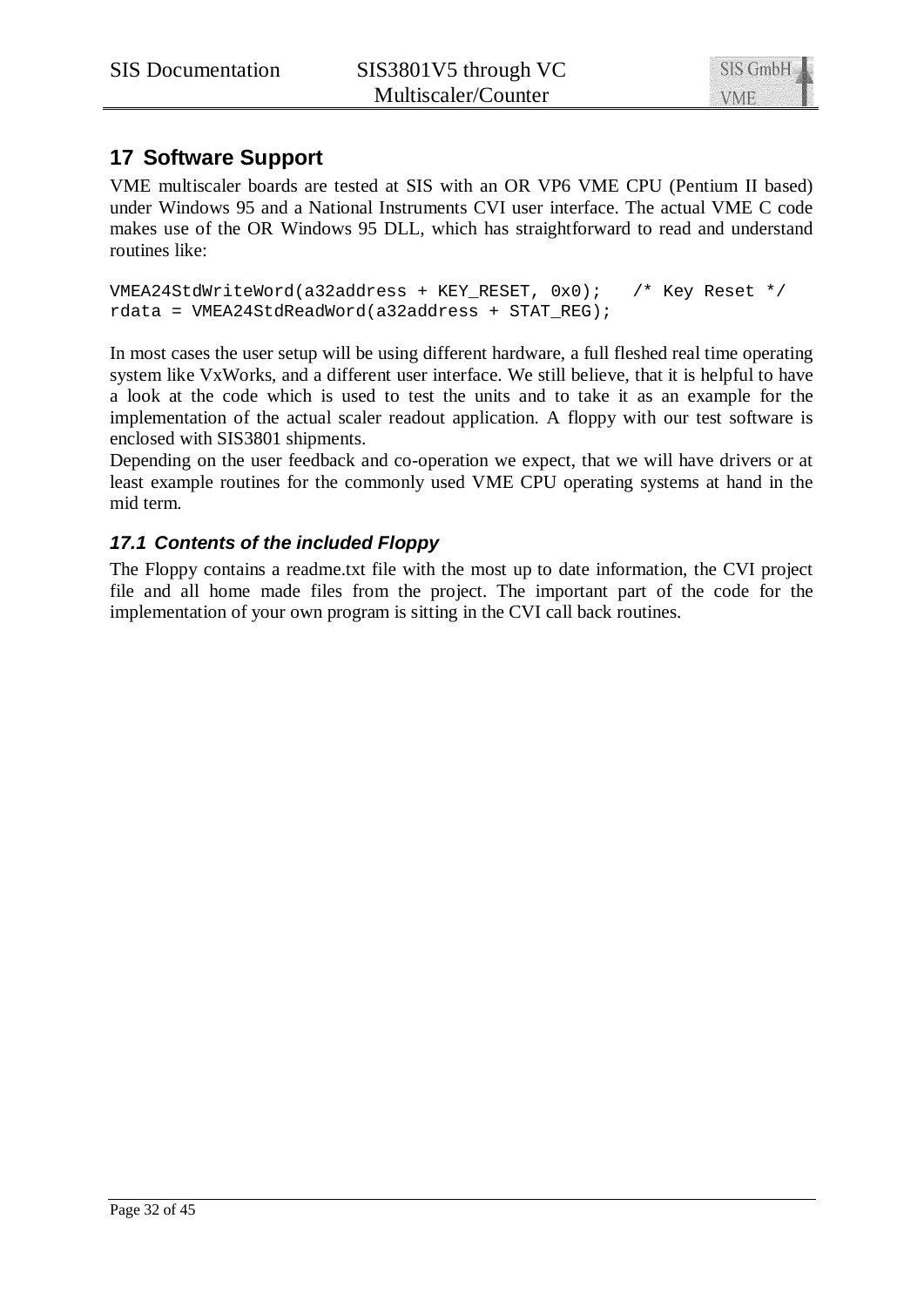# 17 Software Support

VME multiscaler boards are tested at SIS with an OR VP6 VME CPU (Pentium II based) under Windows 95 and a National Instruments CVI user interface. The actual VME C code makes use of the OR Windows 95 DLL, which has straightforward to read and understand routines like:

```
VMEA24StdWriteWord(a32address + KEY_RESET, 0x0);   /* Key Reset */
rdata = VMEA24StdReadWord(a32address + STAT_REG);
```

In most cases the user setup will be using different hardware, a full fleshed real time operating system like VxWorks, and a different user interface. We still believe, that it is helpful to have a look at the code which is used to test the units and to take it as an example for the implementation of the actual scaler readout application. A floppy with our test software is enclosed with SIS3801 shipments.

Depending on the user feedback and co-operation we expect, that we will have drivers or at least example routines for the commonly used VME CPU operating systems at hand in the mid term.

## *17.1 Contents of the included Floppy*

The Floppy contains a readme.txt file with the most up to date information, the CVI project file and all home made files from the project. The important part of the code for the implementation of your own program is sitting in the CVI call back routines.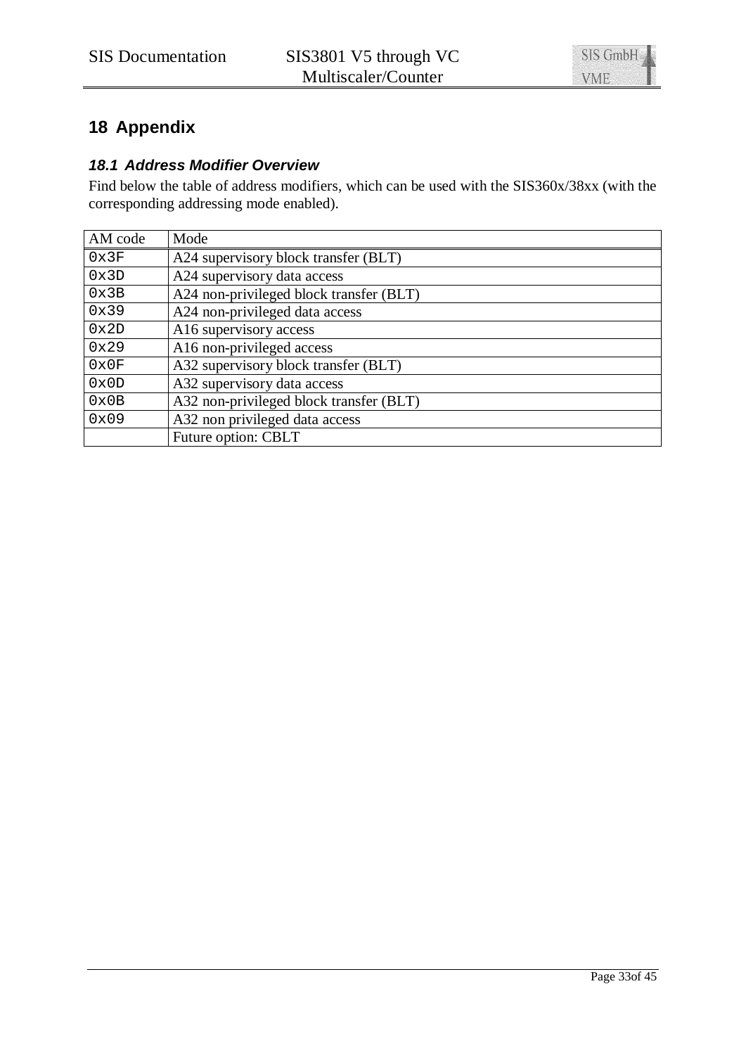# 18 Appendix

## 18.1 Address Modifier Overview

Find below the table of address modifiers, which can be used with the SIS360x/38xx (with the corresponding addressing mode enabled).

| AM code | Mode |
|---|---|
| 0x3F | A24 supervisory block transfer (BLT) |
| 0x3D | A24 supervisory data access |
| 0x3B | A24 non-privileged block transfer (BLT) |
| 0x39 | A24 non-privileged data access |
| 0x2D | A16 supervisory access |
| 0x29 | A16 non-privileged access |
| 0x0F | A32 supervisory block transfer (BLT) |
| 0x0D | A32 supervisory data access |
| 0x0B | A32 non-privileged block transfer (BLT) |
| 0x09 | A32 non privileged data access |
| | Future option: CBLT |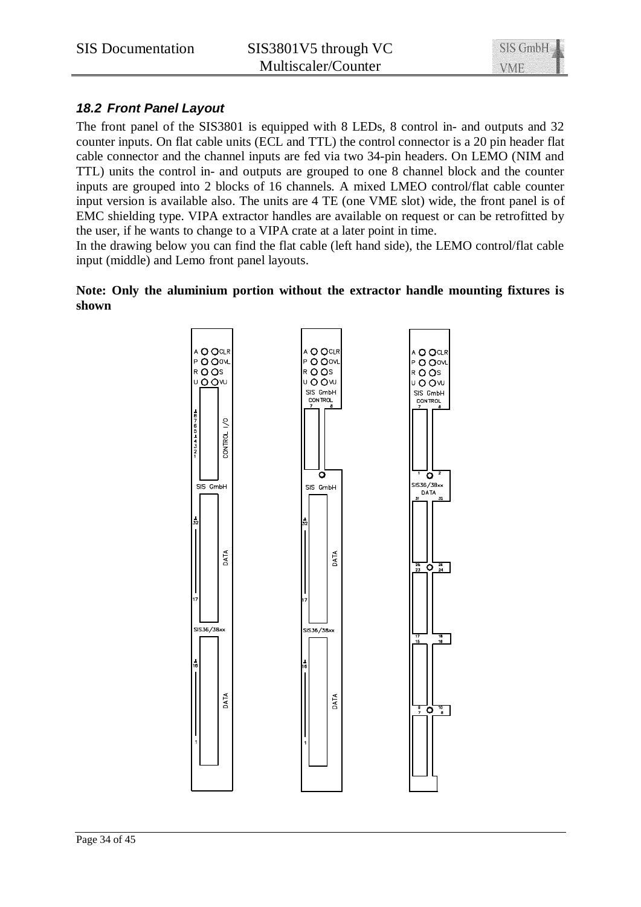### *18.2 Front Panel Layout*

The front panel of the SIS3801 is equipped with 8 LEDs, 8 control in- and outputs and 32 counter inputs. On flat cable units (ECL and TTL) the control connector is a 20 pin header flat cable connector and the channel inputs are fed via two 34-pin headers. On LEMO (NIM and TTL) units the control in- and outputs are grouped to one 8 channel block and the counter inputs are grouped into 2 blocks of 16 channels. A mixed LMEO control/flat cable counter input version is available also. The units are 4 TE (one VME slot) wide, the front panel is of EMC shielding type. VIPA extractor handles are available on request or can be retrofitted by the user, if he wants to change to a VIPA crate at a later point in time.

In the drawing below you can find the flat cable (left hand side), the LEMO control/flat cable input (middle) and Lemo front panel layouts.

**Note: Only the aluminium portion without the extractor handle mounting fixtures is shown**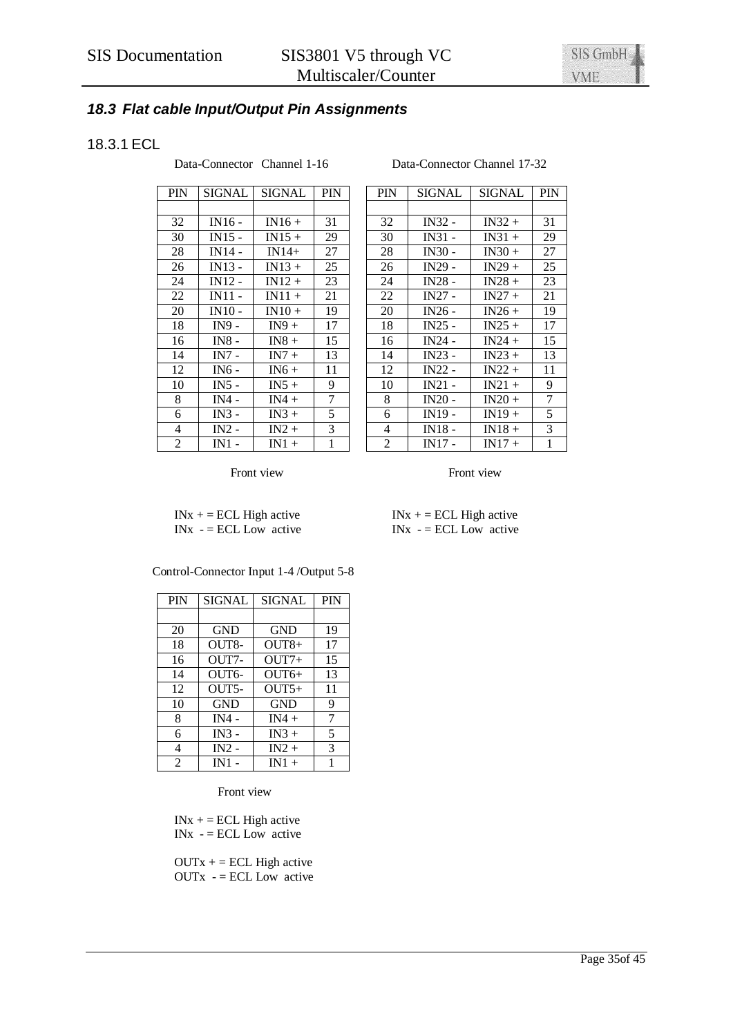### *18.3 Flat cable Input/Output Pin Assignments*

#### 18.3.1 ECL

Data-Connector Channel 1-16

| PIN | SIGNAL | SIGNAL | PIN |
|---|---|---|---|
| | | | |
| 32 | IN16 - | IN16 + | 31 |
| 30 | IN15 - | IN15 + | 29 |
| 28 | IN14 - | IN14+ | 27 |
| 26 | IN13 - | IN13 + | 25 |
| 24 | IN12 - | IN12 + | 23 |
| 22 | IN11 - | IN11 + | 21 |
| 20 | IN10 - | IN10 + | 19 |
| 18 | IN9 - | IN9 + | 17 |
| 16 | IN8 - | IN8 + | 15 |
| 14 | IN7 - | IN7 + | 13 |
| 12 | IN6 - | IN6 + | 11 |
| 10 | IN5 - | IN5 + | 9 |
| 8 | IN4 - | IN4 + | 7 |
| 6 | IN3 - | IN3 + | 5 |
| 4 | IN2 - | IN2 + | 3 |
| 2 | IN1 - | IN1 + | 1 |

Front view

INx + = ECL High active
INx - = ECL Low active

Data-Connector Channel 17-32

| PIN | SIGNAL | SIGNAL | PIN |
|---|---|---|---|
| | | | |
| 32 | IN32 - | IN32 + | 31 |
| 30 | IN31 - | IN31 + | 29 |
| 28 | IN30 - | IN30 + | 27 |
| 26 | IN29 - | IN29 + | 25 |
| 24 | IN28 - | IN28 + | 23 |
| 22 | IN27 - | IN27 + | 21 |
| 20 | IN26 - | IN26 + | 19 |
| 18 | IN25 - | IN25 + | 17 |
| 16 | IN24 - | IN24 + | 15 |
| 14 | IN23 - | IN23 + | 13 |
| 12 | IN22 - | IN22 + | 11 |
| 10 | IN21 - | IN21 + | 9 |
| 8 | IN20 - | IN20 + | 7 |
| 6 | IN19 - | IN19 + | 5 |
| 4 | IN18 - | IN18 + | 3 |
| 2 | IN17 - | IN17 + | 1 |

Front view

INx + = ECL High active
INx - = ECL Low active

Control-Connector Input 1-4 /Output 5-8

| PIN | SIGNAL | SIGNAL | PIN |
|---|---|---|---|
| | | | |
| 20 | GND | GND | 19 |
| 18 | OUT8- | OUT8+ | 17 |
| 16 | OUT7- | OUT7+ | 15 |
| 14 | OUT6- | OUT6+ | 13 |
| 12 | OUT5- | OUT5+ | 11 |
| 10 | GND | GND | 9 |
| 8 | IN4 - | IN4 + | 7 |
| 6 | IN3 - | IN3 + | 5 |
| 4 | IN2 - | IN2 + | 3 |
| 2 | IN1 - | IN1 + | 1 |

Front view

INx + = ECL High active
INx - = ECL Low active

OUTx + = ECL High active
OUTx - = ECL Low active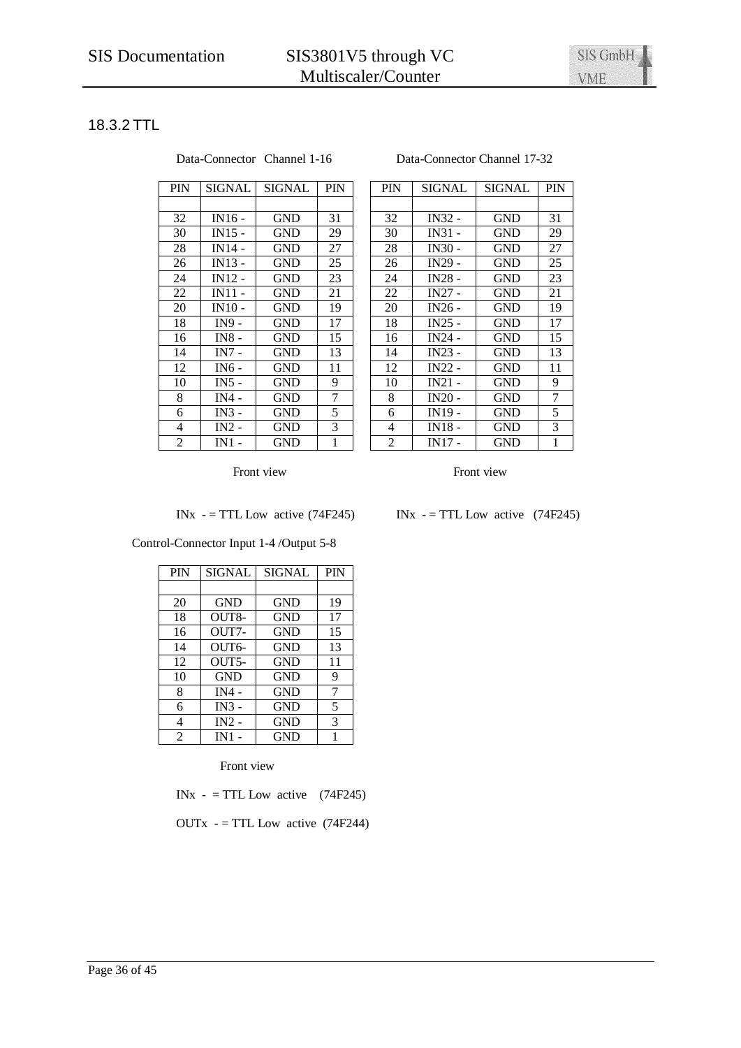### 18.3.2 TTL

Data-Connector Channel 1-16

| PIN | SIGNAL | SIGNAL | PIN |
|---|---|---|---|
| | | | |
| 32 | IN16 - | GND | 31 |
| 30 | IN15 - | GND | 29 |
| 28 | IN14 - | GND | 27 |
| 26 | IN13 - | GND | 25 |
| 24 | IN12 - | GND | 23 |
| 22 | IN11 - | GND | 21 |
| 20 | IN10 - | GND | 19 |
| 18 | IN9 - | GND | 17 |
| 16 | IN8 - | GND | 15 |
| 14 | IN7 - | GND | 13 |
| 12 | IN6 - | GND | 11 |
| 10 | IN5 - | GND | 9 |
| 8 | IN4 - | GND | 7 |
| 6 | IN3 - | GND | 5 |
| 4 | IN2 - | GND | 3 |
| 2 | IN1 - | GND | 1 |

Front view

INx - = TTL Low active (74F245)

Data-Connector Channel 17-32

| PIN | SIGNAL | SIGNAL | PIN |
|---|---|---|---|
| | | | |
| 32 | IN32 - | GND | 31 |
| 30 | IN31 - | GND | 29 |
| 28 | IN30 - | GND | 27 |
| 26 | IN29 - | GND | 25 |
| 24 | IN28 - | GND | 23 |
| 22 | IN27 - | GND | 21 |
| 20 | IN26 - | GND | 19 |
| 18 | IN25 - | GND | 17 |
| 16 | IN24 - | GND | 15 |
| 14 | IN23 - | GND | 13 |
| 12 | IN22 - | GND | 11 |
| 10 | IN21 - | GND | 9 |
| 8 | IN20 - | GND | 7 |
| 6 | IN19 - | GND | 5 |
| 4 | IN18 - | GND | 3 |
| 2 | IN17 - | GND | 1 |

Front view

INx - = TTL Low active (74F245)

Control-Connector Input 1-4 /Output 5-8

| PIN | SIGNAL | SIGNAL | PIN |
|---|---|---|---|
| | | | |
| 20 | GND | GND | 19 |
| 18 | OUT8- | GND | 17 |
| 16 | OUT7- | GND | 15 |
| 14 | OUT6- | GND | 13 |
| 12 | OUT5- | GND | 11 |
| 10 | GND | GND | 9 |
| 8 | IN4 - | GND | 7 |
| 6 | IN3 - | GND | 5 |
| 4 | IN2 - | GND | 3 |
| 2 | IN1 - | GND | 1 |

Front view

INx - = TTL Low active (74F245)

OUTx - = TTL Low active (74F244)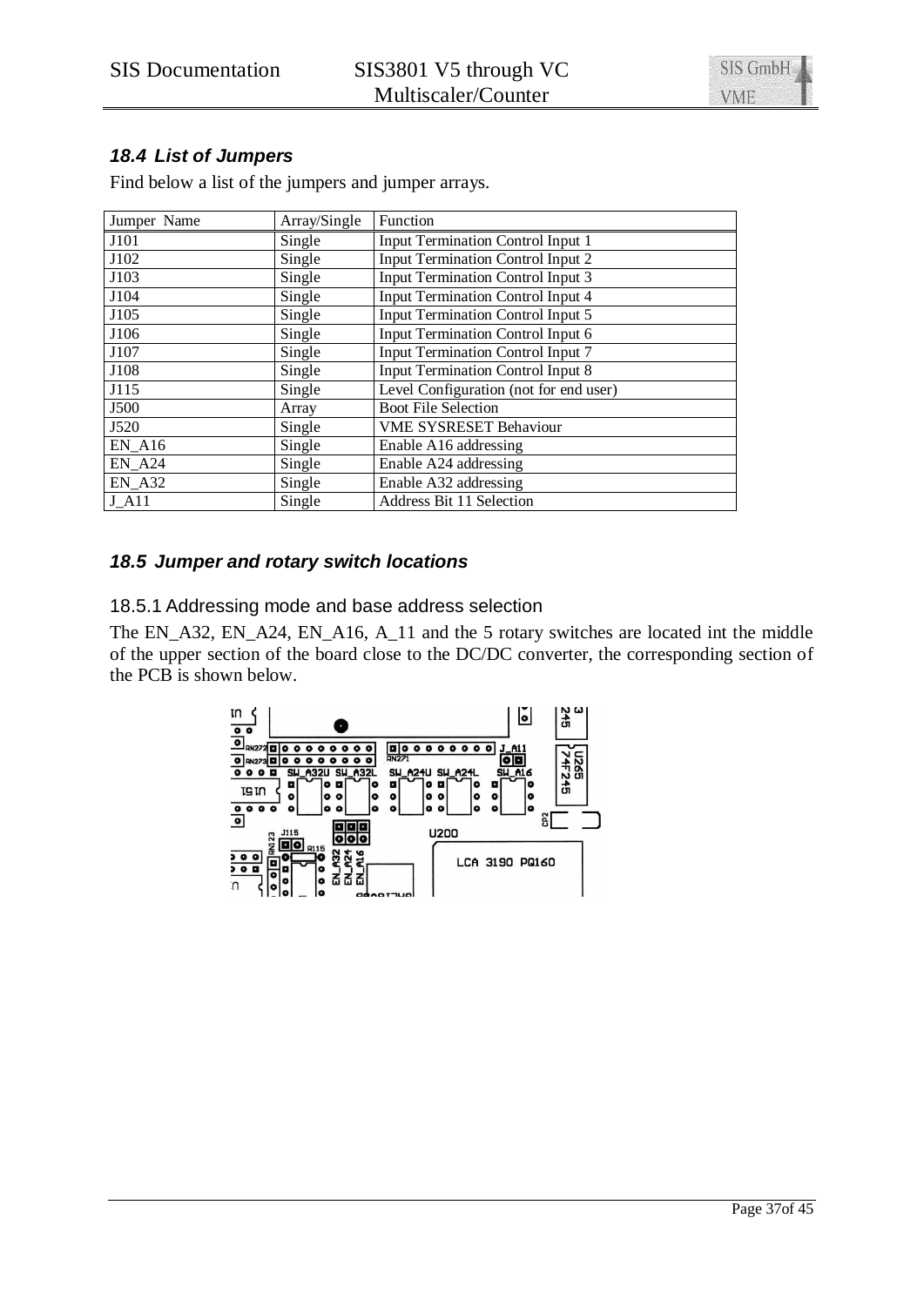### 18.4 List of Jumpers

Find below a list of the jumpers and jumper arrays.

| Jumper Name | Array/Single | Function |
|---|---|---|
| J101 | Single | Input Termination Control Input 1 |
| J102 | Single | Input Termination Control Input 2 |
| J103 | Single | Input Termination Control Input 3 |
| J104 | Single | Input Termination Control Input 4 |
| J105 | Single | Input Termination Control Input 5 |
| J106 | Single | Input Termination Control Input 6 |
| J107 | Single | Input Termination Control Input 7 |
| J108 | Single | Input Termination Control Input 8 |
| J115 | Single | Level Configuration (not for end user) |
| J500 | Array | Boot File Selection |
| J520 | Single | VME SYSRESET Behaviour |
| EN_A16 | Single | Enable A16 addressing |
| EN_A24 | Single | Enable A24 addressing |
| EN_A32 | Single | Enable A32 addressing |
| J_A11 | Single | Address Bit 11 Selection |

### 18.5 Jumper and rotary switch locations

#### 18.5.1 Addressing mode and base address selection

The EN_A32, EN_A24, EN_A16, A_11 and the 5 rotary switches are located int the middle of the upper section of the board close to the DC/DC converter, the corresponding section of the PCB is shown below.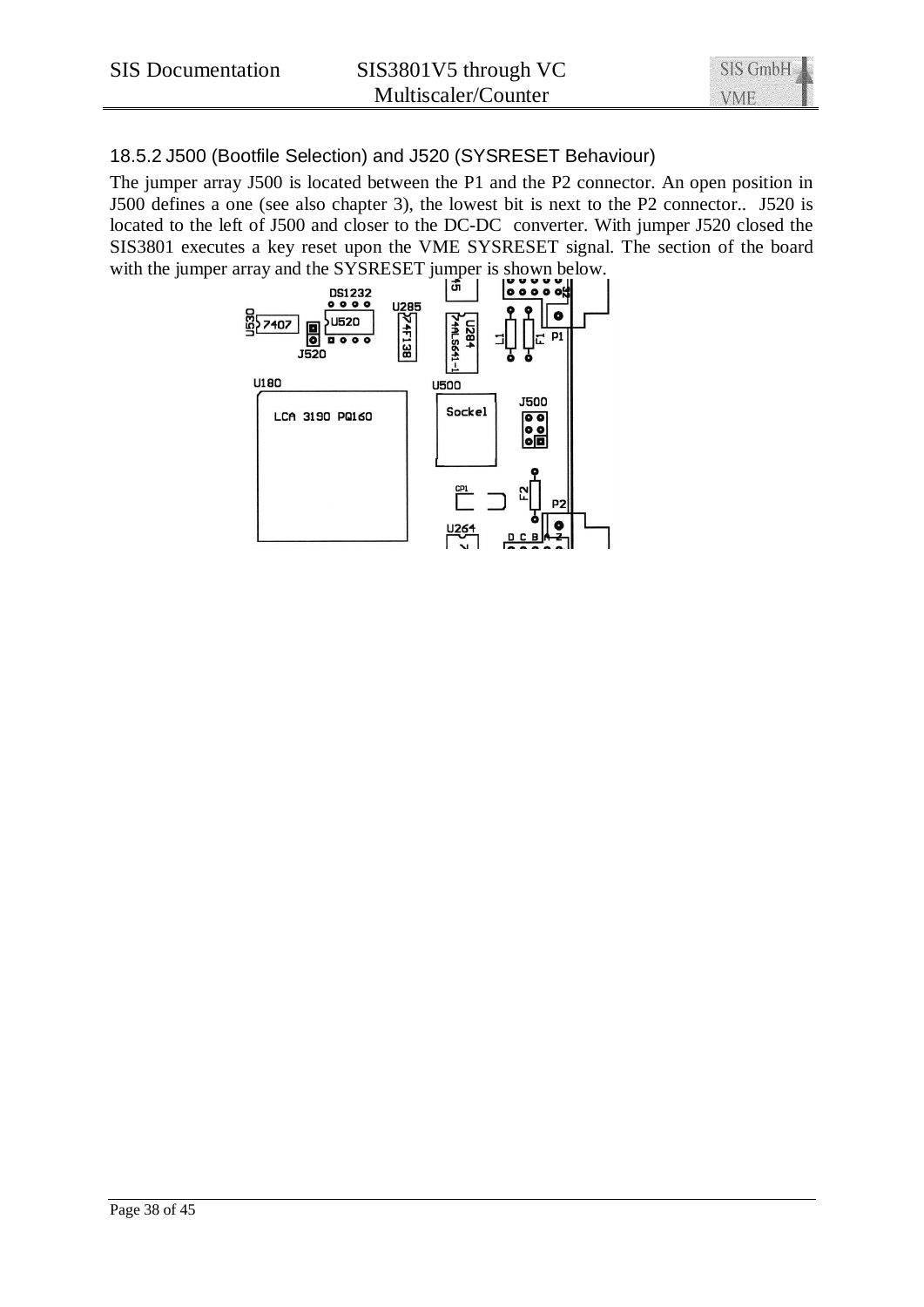### 18.5.2 J500 (Bootfile Selection) and J520 (SYSRESET Behaviour)

The jumper array J500 is located between the P1 and the P2 connector. An open position in J500 defines a one (see also chapter 3), the lowest bit is next to the P2 connector.. J520 is located to the left of J500 and closer to the DC-DC converter. With jumper J520 closed the SIS3801 executes a key reset upon the VME SYSRESET signal. The section of the board with the jumper array and the SYSRESET jumper is shown below.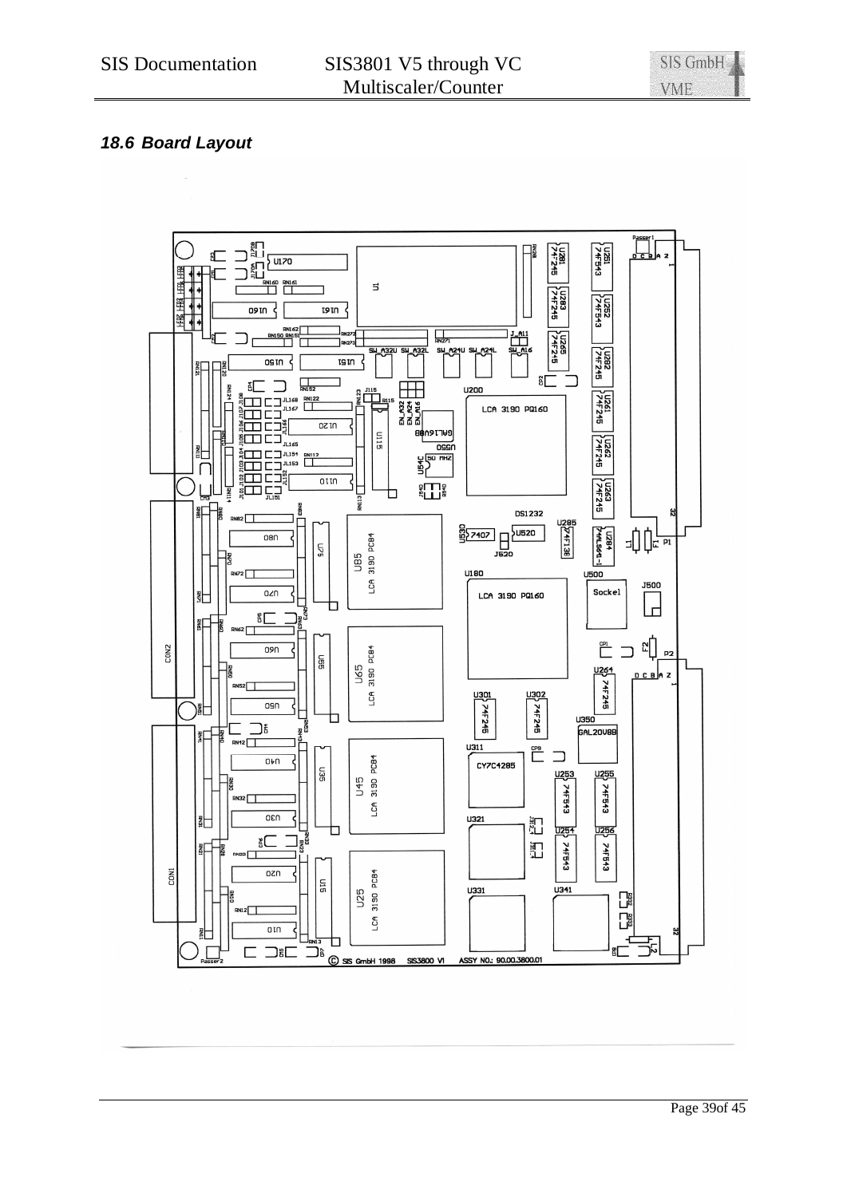## 18.6 Board Layout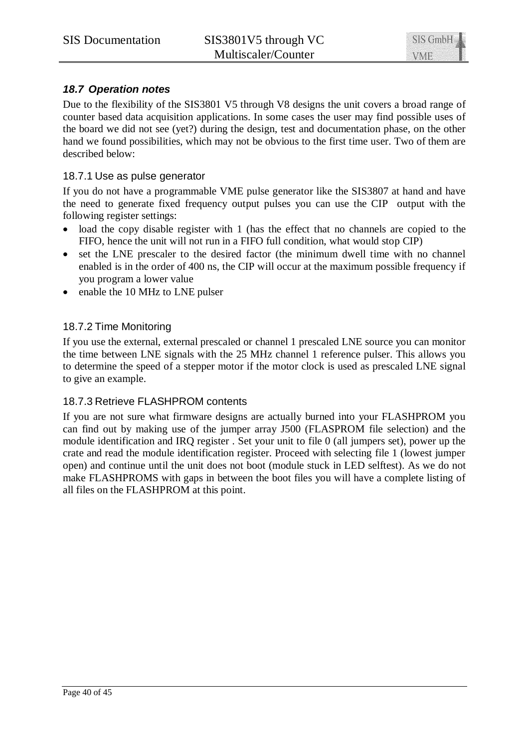## *18.7 Operation notes*

Due to the flexibility of the SIS3801 V5 through V8 designs the unit covers a broad range of counter based data acquisition applications. In some cases the user may find possible uses of the board we did not see (yet?) during the design, test and documentation phase, on the other hand we found possibilities, which may not be obvious to the first time user. Two of them are described below:

### 18.7.1 Use as pulse generator

If you do not have a programmable VME pulse generator like the SIS3807 at hand and have the need to generate fixed frequency output pulses you can use the CIP  output with the following register settings:

- load the copy disable register with 1 (has the effect that no channels are copied to the FIFO, hence the unit will not run in a FIFO full condition, what would stop CIP)
- set the LNE prescaler to the desired factor (the minimum dwell time with no channel enabled is in the order of 400 ns, the CIP will occur at the maximum possible frequency if you program a lower value
- enable the 10 MHz to LNE pulser

### 18.7.2 Time Monitoring

If you use the external, external prescaled or channel 1 prescaled LNE source you can monitor the time between LNE signals with the 25 MHz channel 1 reference pulser. This allows you to determine the speed of a stepper motor if the motor clock is used as prescaled LNE signal to give an example.

### 18.7.3 Retrieve FLASHPROM contents

If you are not sure what firmware designs are actually burned into your FLASHPROM you can find out by making use of the jumper array J500 (FLASPROM file selection) and the module identification and IRQ register . Set your unit to file 0 (all jumpers set), power up the crate and read the module identification register. Proceed with selecting file 1 (lowest jumper open) and continue until the unit does not boot (module stuck in LED selftest). As we do not make FLASHPROMS with gaps in between the boot files you will have a complete listing of all files on the FLASHPROM at this point.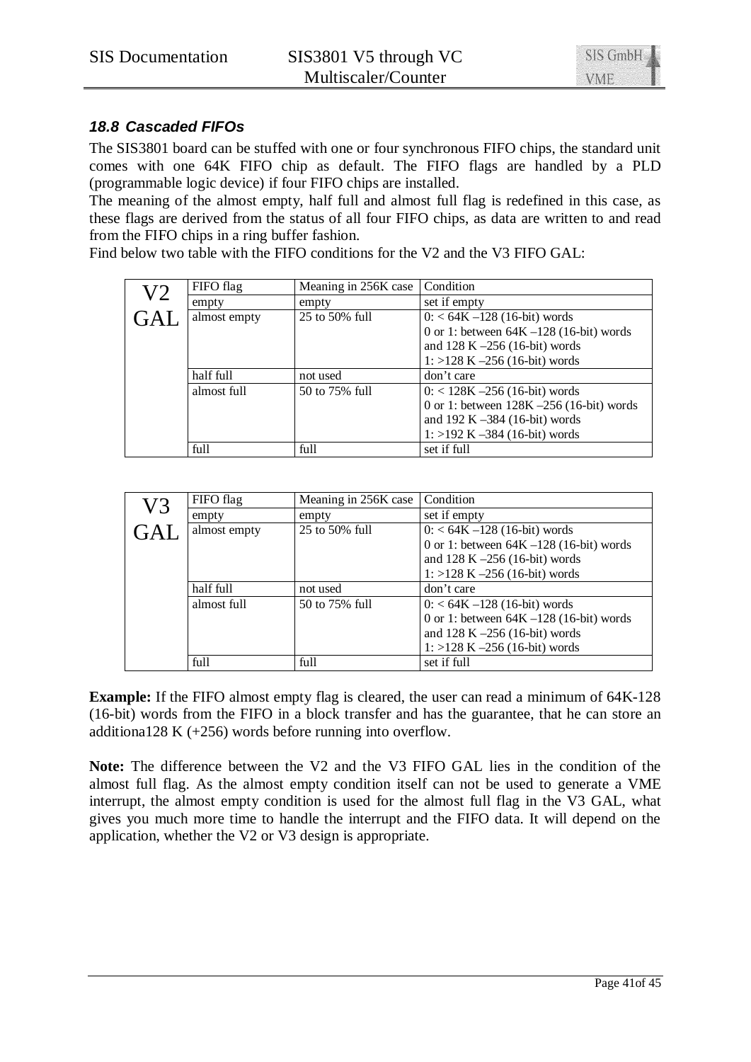### 18.8 Cascaded FIFOs

The SIS3801 board can be stuffed with one or four synchronous FIFO chips, the standard unit comes with one 64K FIFO chip as default. The FIFO flags are handled by a PLD (programmable logic device) if four FIFO chips are installed.

The meaning of the almost empty, half full and almost full flag is redefined in this case, as these flags are derived from the status of all four FIFO chips, as data are written to and read from the FIFO chips in a ring buffer fashion.

Find below two table with the FIFO conditions for the V2 and the V3 FIFO GAL:

| V2 GAL | FIFO flag | Meaning in 256K case | Condition |
|---|---|---|---|
| | empty | empty | set if empty |
| | almost empty | 25 to 50% full | 0: < 64K –128 (16-bit) words<br>0 or 1: between 64K –128 (16-bit) words and 128 K –256 (16-bit) words<br>1: >128 K –256 (16-bit) words |
| | half full | not used | don't care |
| | almost full | 50 to 75% full | 0: < 128K –256 (16-bit) words<br>0 or 1: between 128K –256 (16-bit) words and 192 K –384 (16-bit) words<br>1: >192 K –384 (16-bit) words |
| | full | full | set if full |

| V3 GAL | FIFO flag | Meaning in 256K case | Condition |
|---|---|---|---|
| | empty | empty | set if empty |
| | almost empty | 25 to 50% full | 0: < 64K –128 (16-bit) words<br>0 or 1: between 64K –128 (16-bit) words and 128 K –256 (16-bit) words<br>1: >128 K –256 (16-bit) words |
| | half full | not used | don't care |
| | almost full | 50 to 75% full | 0: < 64K –128 (16-bit) words<br>0 or 1: between 64K –128 (16-bit) words and 128 K –256 (16-bit) words<br>1: >128 K –256 (16-bit) words |
| | full | full | set if full |

**Example:** If the FIFO almost empty flag is cleared, the user can read a minimum of 64K-128 (16-bit) words from the FIFO in a block transfer and has the guarantee, that he can store an additiona128 K (+256) words before running into overflow.

**Note:** The difference between the V2 and the V3 FIFO GAL lies in the condition of the almost full flag. As the almost empty condition itself can not be used to generate a VME interrupt, the almost empty condition is used for the almost full flag in the V3 GAL, what gives you much more time to handle the interrupt and the FIFO data. It will depend on the application, whether the V2 or V3 design is appropriate.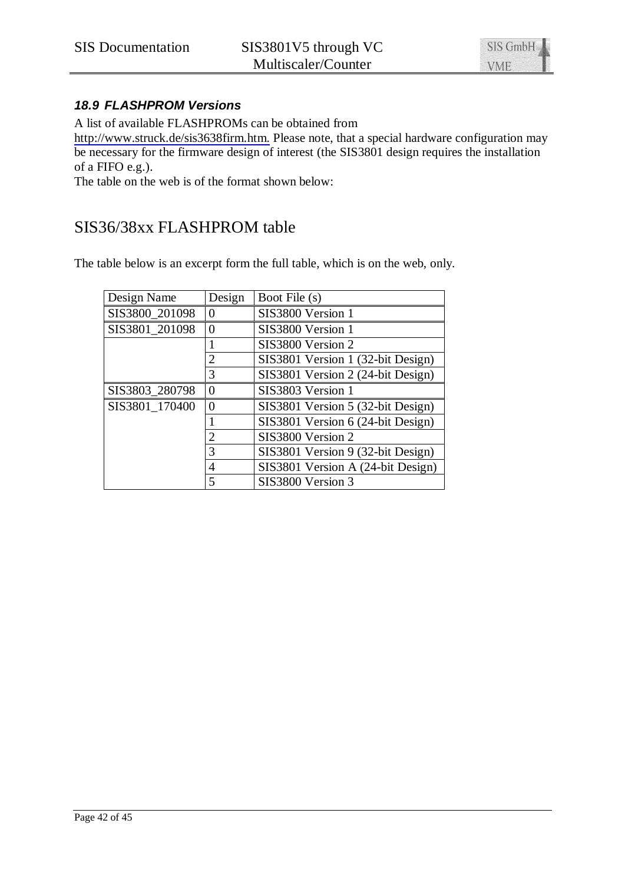### *18.9 FLASHPROM Versions*

A list of available FLASHPROMs can be obtained from http://www.struck.de/sis3638firm.htm. Please note, that a special hardware configuration may be necessary for the firmware design of interest (the SIS3801 design requires the installation of a FIFO e.g.).
The table on the web is of the format shown below:

## SIS36/38xx FLASHPROM table

The table below is an excerpt form the full table, which is on the web, only.

| Design Name | Design | Boot File (s) |
|---|---|---|
| SIS3800_201098 | 0 | SIS3800 Version 1 |
| SIS3801_201098 | 0 | SIS3800 Version 1 |
| | 1 | SIS3800 Version 2 |
| | 2 | SIS3801 Version 1 (32-bit Design) |
| | 3 | SIS3801 Version 2 (24-bit Design) |
| SIS3803_280798 | 0 | SIS3803 Version 1 |
| SIS3801_170400 | 0 | SIS3801 Version 5 (32-bit Design) |
| | 1 | SIS3801 Version 6 (24-bit Design) |
| | 2 | SIS3800 Version 2 |
| | 3 | SIS3801 Version 9 (32-bit Design) |
| | 4 | SIS3801 Version A (24-bit Design) |
| | 5 | SIS3800 Version 3 |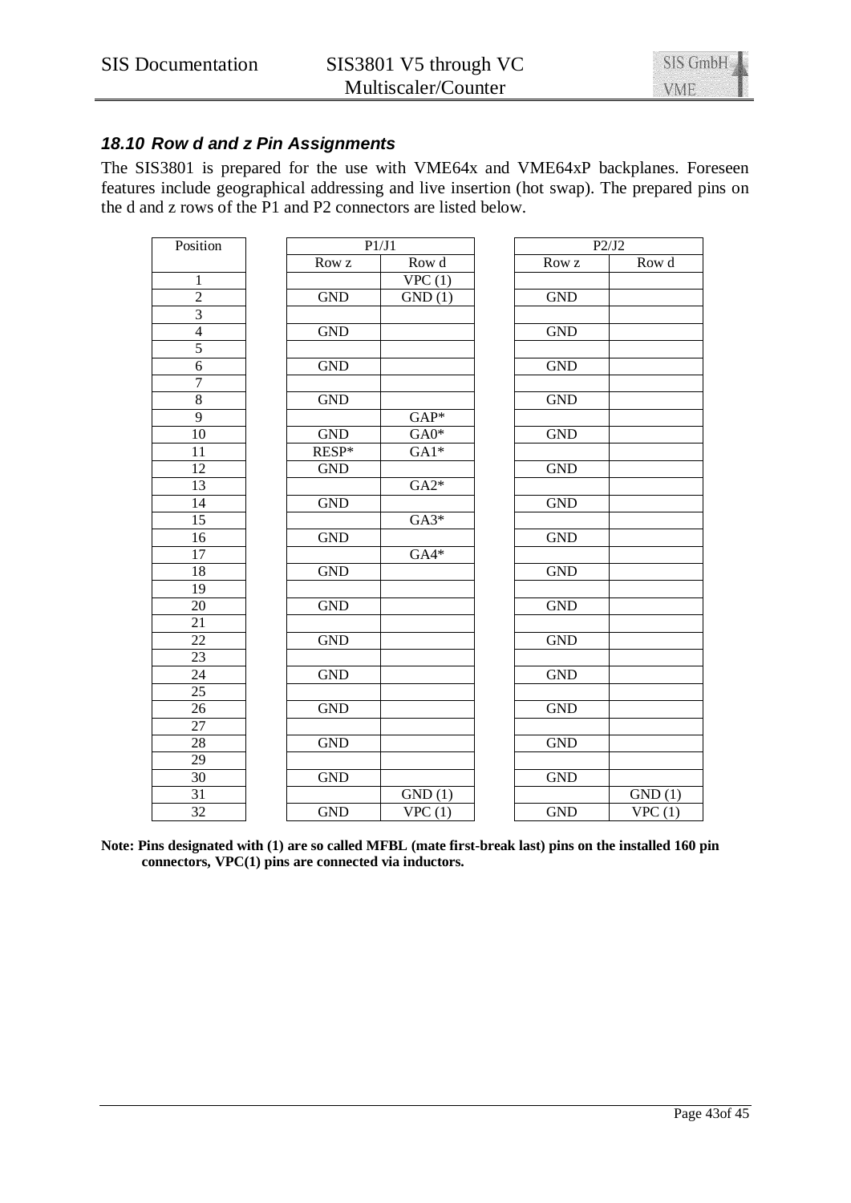### 18.10 Row d and z Pin Assignments

The SIS3801 is prepared for the use with VME64x and VME64xP backplanes. Foreseen features include geographical addressing and live insertion (hot swap). The prepared pins on the d and z rows of the P1 and P2 connectors are listed below.

| Position | P1/J1 | | P2/J2 | |
|---|---|---|---|---|
| | Row z | Row d | Row z | Row d |
| 1 | | VPC (1) | | |
| 2 | GND | GND (1) | GND | |
| 3 | | | | |
| 4 | GND | | GND | |
| 5 | | | | |
| 6 | GND | | GND | |
| 7 | | | | |
| 8 | GND | | GND | |
| 9 | | GAP* | | |
| 10 | GND | GA0* | GND | |
| 11 | RESP* | GA1* | | |
| 12 | GND | | GND | |
| 13 | | GA2* | | |
| 14 | GND | | GND | |
| 15 | | GA3* | | |
| 16 | GND | | GND | |
| 17 | | GA4* | | |
| 18 | GND | | GND | |
| 19 | | | | |
| 20 | GND | | GND | |
| 21 | | | | |
| 22 | GND | | GND | |
| 23 | | | | |
| 24 | GND | | GND | |
| 25 | | | | |
| 26 | GND | | GND | |
| 27 | | | | |
| 28 | GND | | GND | |
| 29 | | | | |
| 30 | GND | | GND | |
| 31 | | GND (1) | | GND (1) |
| 32 | GND | VPC (1) | GND | VPC (1) |

**Note: Pins designated with (1) are so called MFBL (mate first-break last) pins on the installed 160 pin connectors, VPC(1) pins are connected via inductors.**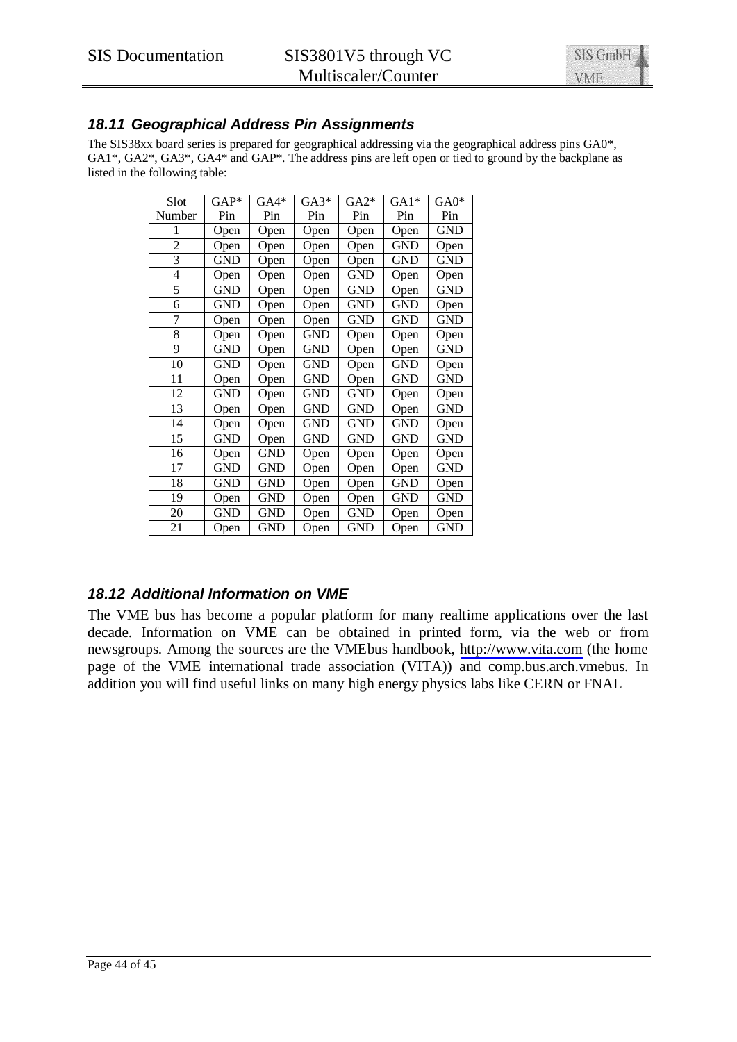## 18.11 Geographical Address Pin Assignments

The SIS38xx board series is prepared for geographical addressing via the geographical address pins GA0*, GA1*, GA2*, GA3*, GA4* and GAP*. The address pins are left open or tied to ground by the backplane as listed in the following table:

| Slot Number | GAP* Pin | GA4* Pin | GA3* Pin | GA2* Pin | GA1* Pin | GA0* Pin |
|---|---|---|---|---|---|---|
| 1 | Open | Open | Open | Open | Open | GND |
| 2 | Open | Open | Open | Open | GND | Open |
| 3 | GND | Open | Open | Open | GND | GND |
| 4 | Open | Open | Open | GND | Open | Open |
| 5 | GND | Open | Open | GND | Open | GND |
| 6 | GND | Open | Open | GND | GND | Open |
| 7 | Open | Open | Open | GND | GND | GND |
| 8 | Open | Open | GND | Open | Open | Open |
| 9 | GND | Open | GND | Open | Open | GND |
| 10 | GND | Open | GND | Open | GND | Open |
| 11 | Open | Open | GND | Open | GND | GND |
| 12 | GND | Open | GND | GND | Open | Open |
| 13 | Open | Open | GND | GND | Open | GND |
| 14 | Open | Open | GND | GND | GND | Open |
| 15 | GND | Open | GND | GND | GND | GND |
| 16 | Open | GND | Open | Open | Open | Open |
| 17 | GND | GND | Open | Open | Open | GND |
| 18 | GND | GND | Open | Open | GND | Open |
| 19 | Open | GND | Open | Open | GND | GND |
| 20 | GND | GND | Open | GND | Open | Open |
| 21 | Open | GND | Open | GND | Open | GND |

## 18.12 Additional Information on VME

The VME bus has become a popular platform for many realtime applications over the last decade. Information on VME can be obtained in printed form, via the web or from newsgroups. Among the sources are the VMEbus handbook, http://www.vita.com (the home page of the VME international trade association (VITA)) and comp.bus.arch.vmebus. In addition you will find useful links on many high energy physics labs like CERN or FNAL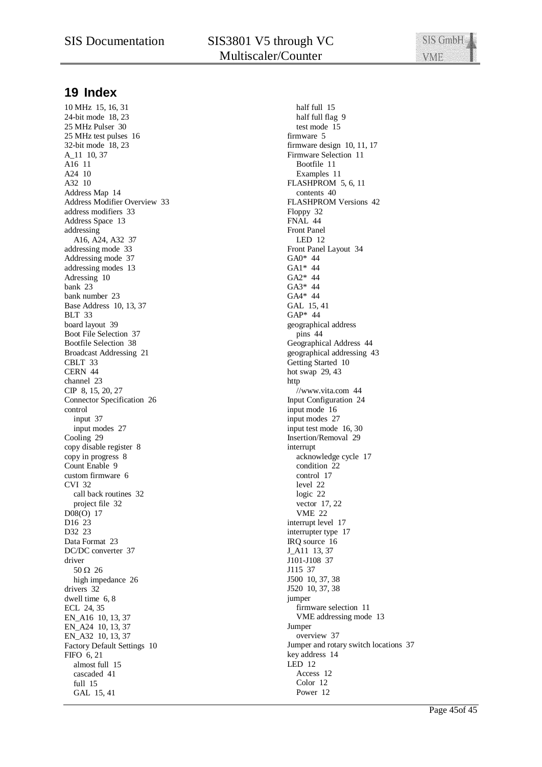## 19 Index

10 MHz 15, 16, 31
24-bit mode 18, 23
25 MHz Pulser 30
25 MHz test pulses 16
32-bit mode 18, 23
A_11 10, 37
A16 11
A24 10
A32 10
Address Map 14
Address Modifier Overview 33
address modifiers 33
Address Space 13
addressing
  A16, A24, A32 37
addressing mode 33
Addressing mode 37
addressing modes 13
Adressing 10
bank 23
bank number 23
Base Address 10, 13, 37
BLT 33
board layout 39
Boot File Selection 37
Bootfile Selection 38
Broadcast Addressing 21
CBLT 33
CERN 44
channel 23
CIP 8, 15, 20, 27
Connector Specification 26
control
  input 37
  input modes 27
Cooling 29
copy disable register 8
copy in progress 8
Count Enable 9
custom firmware 6
CVI 32
  call back routines 32
  project file 32
D08(O) 17
D16 23
D32 23
Data Format 23
DC/DC converter 37
driver
  50 Ω 26
  high impedance 26
drivers 32
dwell time 6, 8
ECL 24, 35
EN_A16 10, 13, 37
EN_A24 10, 13, 37
EN_A32 10, 13, 37
Factory Default Settings 10
FIFO 6, 21
  almost full 15
  cascaded 41
  full 15
  GAL 15, 41
  half full 15
  half full flag 9
  test mode 15
firmware 5
firmware design 10, 11, 17
Firmware Selection 11
  Bootfile 11
  Examples 11
FLASHPROM 5, 6, 11
  contents 40
FLASHPROM Versions 42
Floppy 32
FNAL 44
Front Panel
  LED 12
Front Panel Layout 34
GA0* 44
GA1* 44
GA2* 44
GA3* 44
GA4* 44
GAL 15, 41
GAP* 44
geographical address
  pins 44
Geographical Address 44
geographical addressing 43
Getting Started 10
hot swap 29, 43
http
  //www.vita.com 44
Input Configuration 24
input mode 16
input modes 27
input test mode 16, 30
Insertion/Removal 29
interrupt
  acknowledge cycle 17
  condition 22
  control 17
  level 22
  logic 22
  vector 17, 22
  VME 22
interrupt level 17
interrupter type 17
IRQ source 16
J_A11 13, 37
J101-J108 37
J115 37
J500 10, 37, 38
J520 10, 37, 38
jumper
  firmware selection 11
  VME addressing mode 13
Jumper
  overview 37
Jumper and rotary switch locations 37
key address 14
LED 12
  Access 12
  Color 12
  Power 12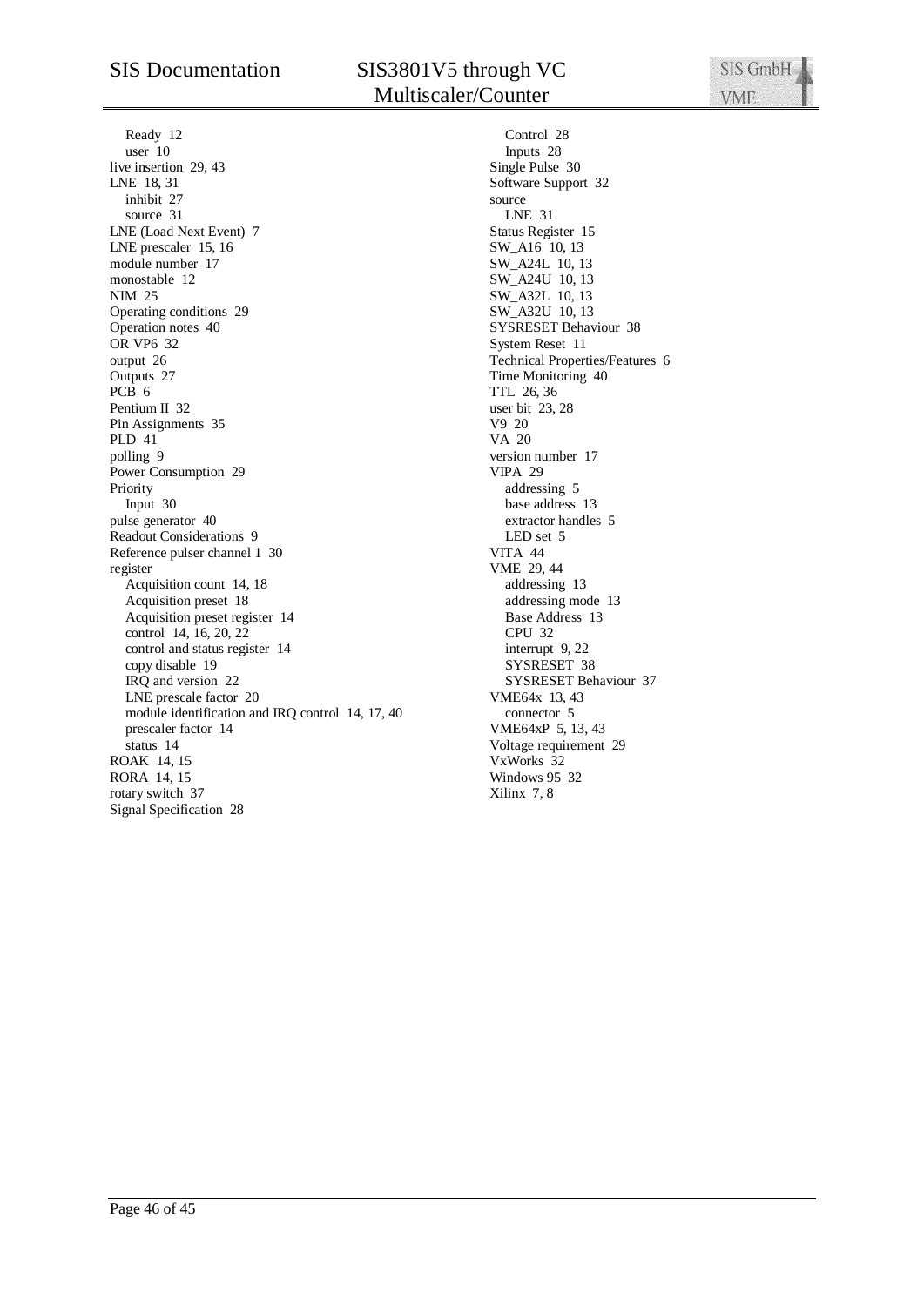Ready 12
user 10
live insertion 29, 43
LNE 18, 31
inhibit 27
source 31
LNE (Load Next Event) 7
LNE prescaler 15, 16
module number 17
monostable 12
NIM 25
Operating conditions 29
Operation notes 40
OR VP6 32
output 26
Outputs 27
PCB 6
Pentium II 32
Pin Assignments 35
PLD 41
polling 9
Power Consumption 29
Priority
Input 30
pulse generator 40
Readout Considerations 9
Reference pulser channel 1 30
register
Acquisition count 14, 18
Acquisition preset 18
Acquisition preset register 14
control 14, 16, 20, 22
control and status register 14
copy disable 19
IRQ and version 22
LNE prescale factor 20
module identification and IRQ control 14, 17, 40
prescaler factor 14
status 14
ROAK 14, 15
RORA 14, 15
rotary switch 37
Signal Specification 28
Control 28
Inputs 28
Single Pulse 30
Software Support 32
source
LNE 31
Status Register 15
SW_A16 10, 13
SW_A24L 10, 13
SW_A24U 10, 13
SW_A32L 10, 13
SW_A32U 10, 13
SYSRESET Behaviour 38
System Reset 11
Technical Properties/Features 6
Time Monitoring 40
TTL 26, 36
user bit 23, 28
V9 20
VA 20
version number 17
VIPA 29
addressing 5
base address 13
extractor handles 5
LED set 5
VITA 44
VME 29, 44
addressing 13
addressing mode 13
Base Address 13
CPU 32
interrupt 9, 22
SYSRESET 38
SYSRESET Behaviour 37
VME64x 13, 43
connector 5
VME64xP 5, 13, 43
Voltage requirement 29
VxWorks 32
Windows 95 32
Xilinx 7, 8